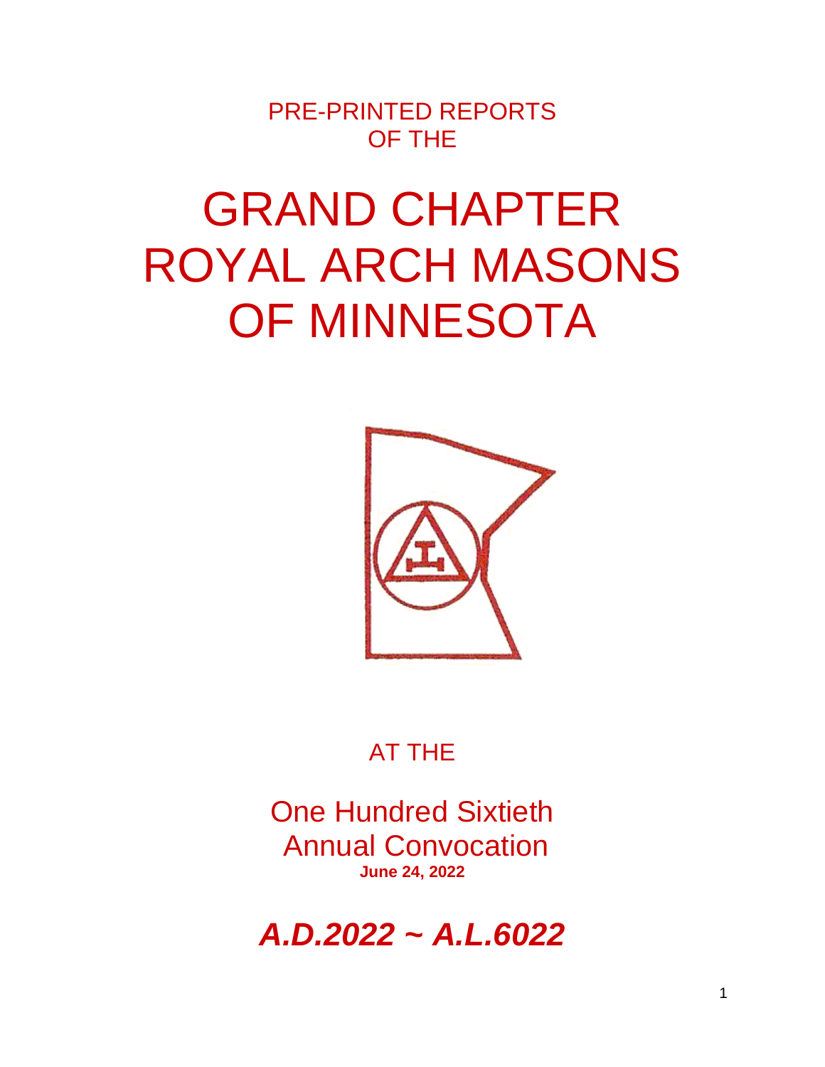PRE-PRINTED REPORTS
OF THE

# GRAND CHAPTER ROYAL ARCH MASONS OF MINNESOTA

AT THE

One Hundred Sixtieth
Annual Convocation

**June 24, 2022**

***A.D.2022 ~ A.L.6022***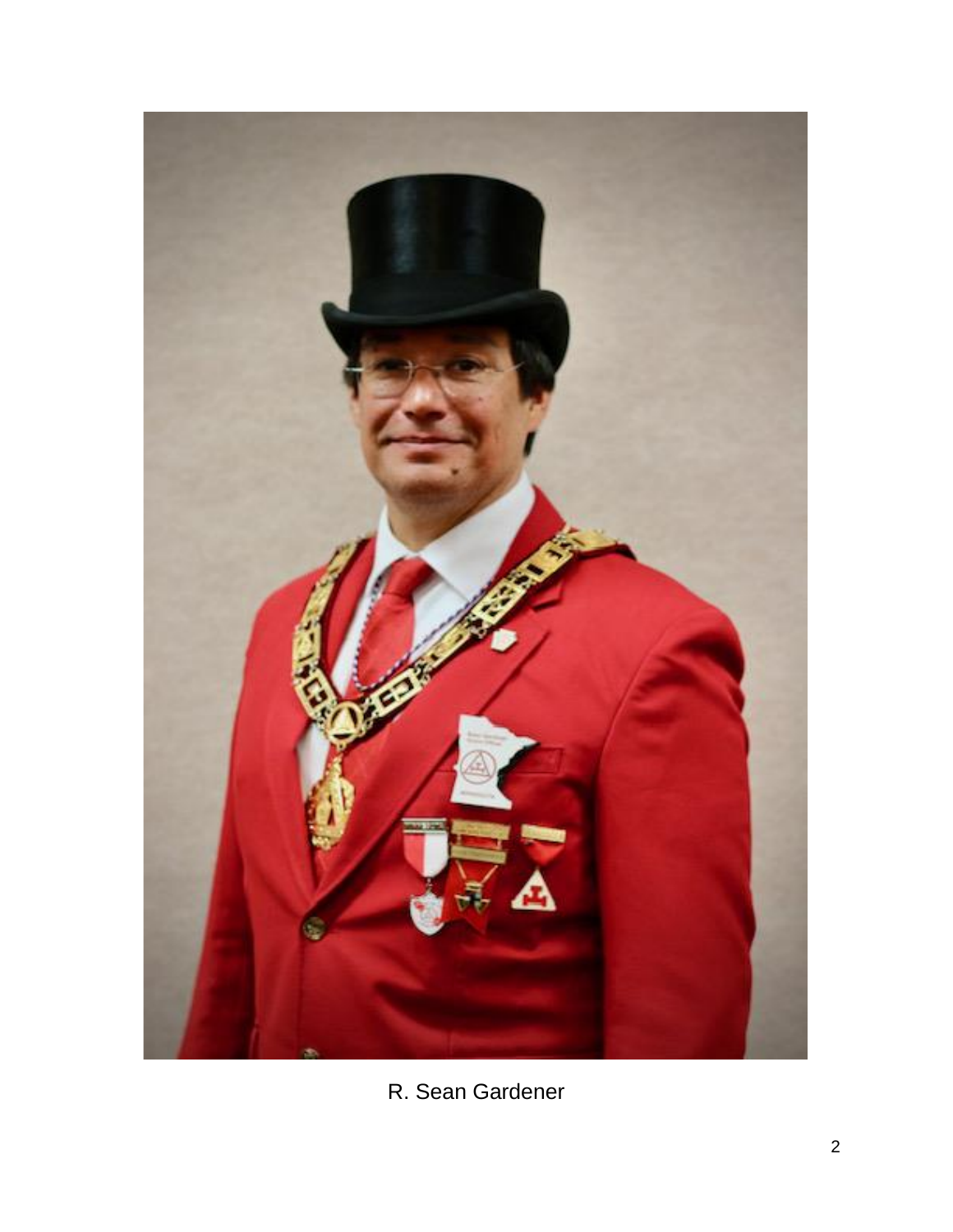R. Sean Gardener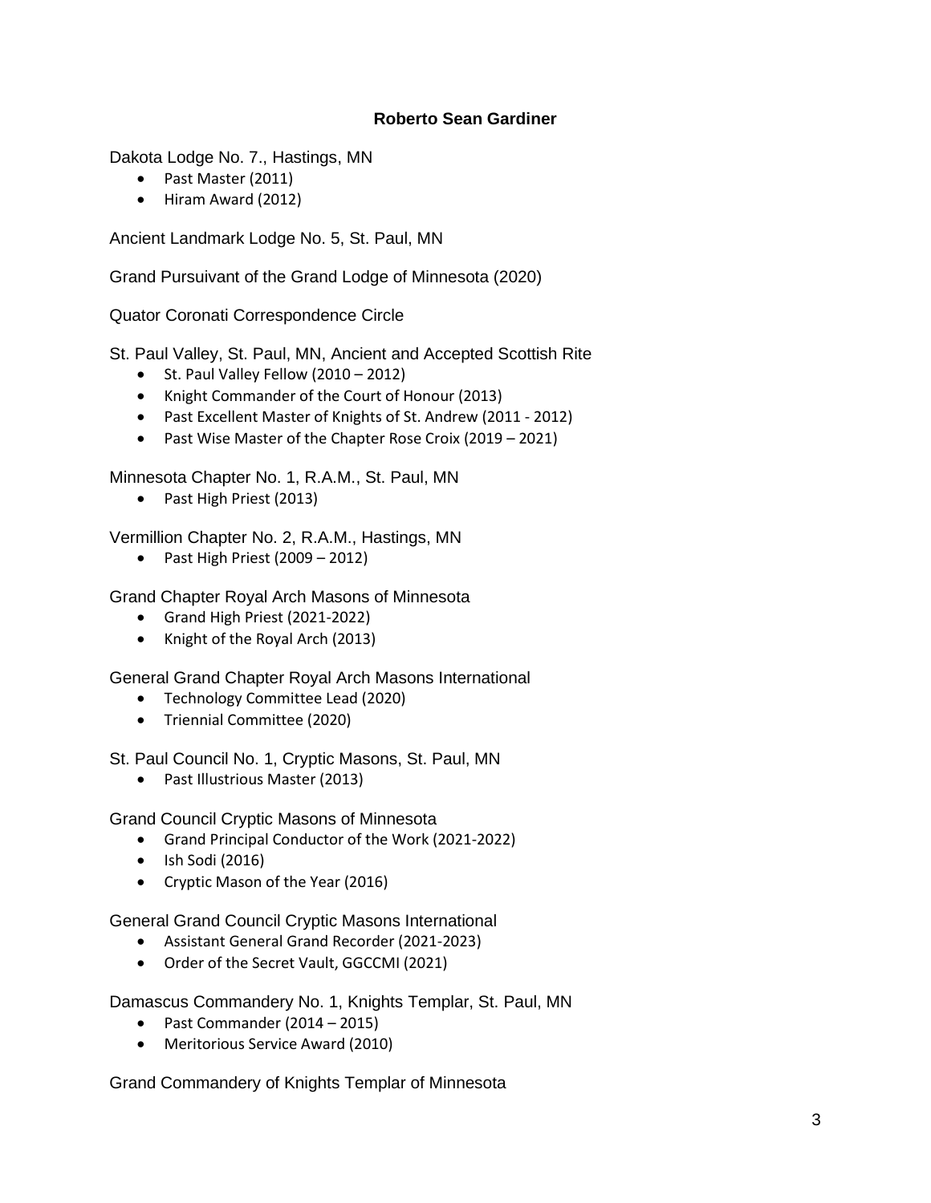**Roberto Sean Gardiner**

Dakota Lodge No. 7., Hastings, MN

- Past Master (2011)
- Hiram Award (2012)

Ancient Landmark Lodge No. 5, St. Paul, MN

Grand Pursuivant of the Grand Lodge of Minnesota (2020)

Quator Coronati Correspondence Circle

St. Paul Valley, St. Paul, MN, Ancient and Accepted Scottish Rite

- St. Paul Valley Fellow (2010 – 2012)
- Knight Commander of the Court of Honour (2013)
- Past Excellent Master of Knights of St. Andrew (2011 - 2012)
- Past Wise Master of the Chapter Rose Croix (2019 – 2021)

Minnesota Chapter No. 1, R.A.M., St. Paul, MN

- Past High Priest (2013)

Vermillion Chapter No. 2, R.A.M., Hastings, MN

- Past High Priest (2009 – 2012)

Grand Chapter Royal Arch Masons of Minnesota

- Grand High Priest (2021-2022)
- Knight of the Royal Arch (2013)

General Grand Chapter Royal Arch Masons International

- Technology Committee Lead (2020)
- Triennial Committee (2020)

St. Paul Council No. 1, Cryptic Masons, St. Paul, MN

- Past Illustrious Master (2013)

Grand Council Cryptic Masons of Minnesota

- Grand Principal Conductor of the Work (2021-2022)
- Ish Sodi (2016)
- Cryptic Mason of the Year (2016)

General Grand Council Cryptic Masons International

- Assistant General Grand Recorder (2021-2023)
- Order of the Secret Vault, GGCCMI (2021)

Damascus Commandery No. 1, Knights Templar, St. Paul, MN

- Past Commander (2014 – 2015)
- Meritorious Service Award (2010)

Grand Commandery of Knights Templar of Minnesota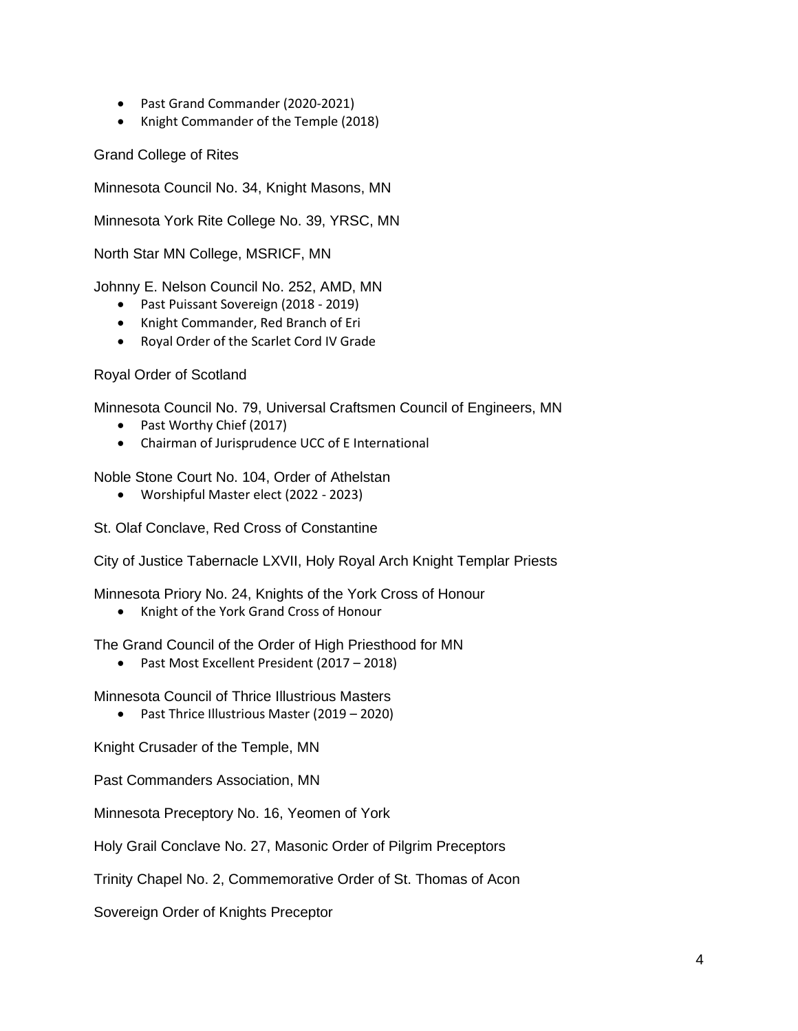- Past Grand Commander (2020-2021)
- Knight Commander of the Temple (2018)

Grand College of Rites

Minnesota Council No. 34, Knight Masons, MN

Minnesota York Rite College No. 39, YRSC, MN

North Star MN College, MSRICF, MN

Johnny E. Nelson Council No. 252, AMD, MN

- Past Puissant Sovereign (2018 - 2019)
- Knight Commander, Red Branch of Eri
- Royal Order of the Scarlet Cord IV Grade

Royal Order of Scotland

Minnesota Council No. 79, Universal Craftsmen Council of Engineers, MN

- Past Worthy Chief (2017)
- Chairman of Jurisprudence UCC of E International

Noble Stone Court No. 104, Order of Athelstan

- Worshipful Master elect (2022 - 2023)

St. Olaf Conclave, Red Cross of Constantine

City of Justice Tabernacle LXVII, Holy Royal Arch Knight Templar Priests

Minnesota Priory No. 24, Knights of the York Cross of Honour

- Knight of the York Grand Cross of Honour

The Grand Council of the Order of High Priesthood for MN

- Past Most Excellent President (2017 – 2018)

Minnesota Council of Thrice Illustrious Masters

- Past Thrice Illustrious Master (2019 – 2020)

Knight Crusader of the Temple, MN

Past Commanders Association, MN

Minnesota Preceptory No. 16, Yeomen of York

Holy Grail Conclave No. 27, Masonic Order of Pilgrim Preceptors

Trinity Chapel No. 2, Commemorative Order of St. Thomas of Acon

Sovereign Order of Knights Preceptor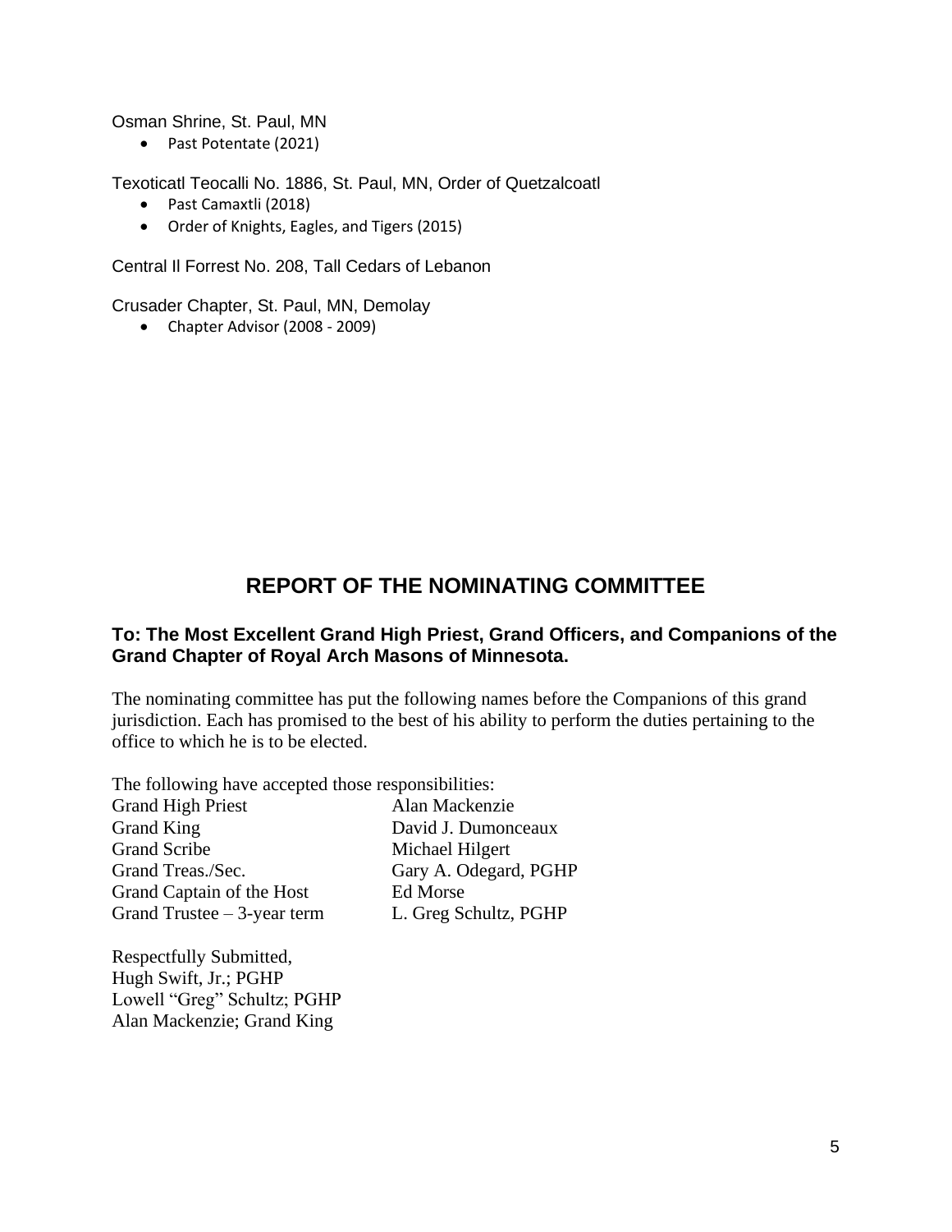Osman Shrine, St. Paul, MN

- Past Potentate (2021)

Texoticatl Teocalli No. 1886, St. Paul, MN, Order of Quetzalcoatl

- Past Camaxtli (2018)
- Order of Knights, Eagles, and Tigers (2015)

Central Il Forrest No. 208, Tall Cedars of Lebanon

Crusader Chapter, St. Paul, MN, Demolay

- Chapter Advisor (2008 - 2009)

## REPORT OF THE NOMINATING COMMITTEE

**To: The Most Excellent Grand High Priest, Grand Officers, and Companions of the Grand Chapter of Royal Arch Masons of Minnesota.**

The nominating committee has put the following names before the Companions of this grand jurisdiction. Each has promised to the best of his ability to perform the duties pertaining to the office to which he is to be elected.

The following have accepted those responsibilities:

| | |
|---|---|
| Grand High Priest | Alan Mackenzie |
| Grand King | David J. Dumonceaux |
| Grand Scribe | Michael Hilgert |
| Grand Treas./Sec. | Gary A. Odegard, PGHP |
| Grand Captain of the Host | Ed Morse |
| Grand Trustee – 3-year term | L. Greg Schultz, PGHP |

Respectfully Submitted,
Hugh Swift, Jr.; PGHP
Lowell "Greg" Schultz; PGHP
Alan Mackenzie; Grand King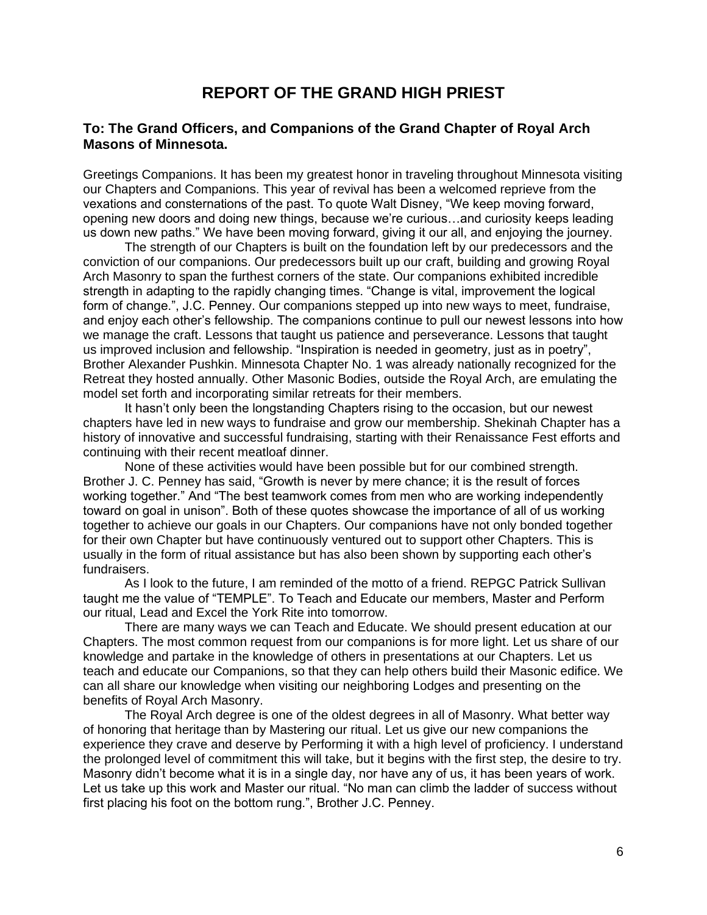# REPORT OF THE GRAND HIGH PRIEST

### To: The Grand Officers, and Companions of the Grand Chapter of Royal Arch Masons of Minnesota.

Greetings Companions. It has been my greatest honor in traveling throughout Minnesota visiting our Chapters and Companions. This year of revival has been a welcomed reprieve from the vexations and consternations of the past. To quote Walt Disney, "We keep moving forward, opening new doors and doing new things, because we're curious…and curiosity keeps leading us down new paths." We have been moving forward, giving it our all, and enjoying the journey.

The strength of our Chapters is built on the foundation left by our predecessors and the conviction of our companions. Our predecessors built up our craft, building and growing Royal Arch Masonry to span the furthest corners of the state. Our companions exhibited incredible strength in adapting to the rapidly changing times. "Change is vital, improvement the logical form of change.", J.C. Penney. Our companions stepped up into new ways to meet, fundraise, and enjoy each other's fellowship. The companions continue to pull our newest lessons into how we manage the craft. Lessons that taught us patience and perseverance. Lessons that taught us improved inclusion and fellowship. "Inspiration is needed in geometry, just as in poetry", Brother Alexander Pushkin. Minnesota Chapter No. 1 was already nationally recognized for the Retreat they hosted annually. Other Masonic Bodies, outside the Royal Arch, are emulating the model set forth and incorporating similar retreats for their members.

It hasn't only been the longstanding Chapters rising to the occasion, but our newest chapters have led in new ways to fundraise and grow our membership. Shekinah Chapter has a history of innovative and successful fundraising, starting with their Renaissance Fest efforts and continuing with their recent meatloaf dinner.

None of these activities would have been possible but for our combined strength. Brother J. C. Penney has said, "Growth is never by mere chance; it is the result of forces working together." And "The best teamwork comes from men who are working independently toward on goal in unison". Both of these quotes showcase the importance of all of us working together to achieve our goals in our Chapters. Our companions have not only bonded together for their own Chapter but have continuously ventured out to support other Chapters. This is usually in the form of ritual assistance but has also been shown by supporting each other's fundraisers.

As I look to the future, I am reminded of the motto of a friend. REPGC Patrick Sullivan taught me the value of "TEMPLE". To Teach and Educate our members, Master and Perform our ritual, Lead and Excel the York Rite into tomorrow.

There are many ways we can Teach and Educate. We should present education at our Chapters. The most common request from our companions is for more light. Let us share of our knowledge and partake in the knowledge of others in presentations at our Chapters. Let us teach and educate our Companions, so that they can help others build their Masonic edifice. We can all share our knowledge when visiting our neighboring Lodges and presenting on the benefits of Royal Arch Masonry.

The Royal Arch degree is one of the oldest degrees in all of Masonry. What better way of honoring that heritage than by Mastering our ritual. Let us give our new companions the experience they crave and deserve by Performing it with a high level of proficiency. I understand the prolonged level of commitment this will take, but it begins with the first step, the desire to try. Masonry didn't become what it is in a single day, nor have any of us, it has been years of work. Let us take up this work and Master our ritual. "No man can climb the ladder of success without first placing his foot on the bottom rung.", Brother J.C. Penney.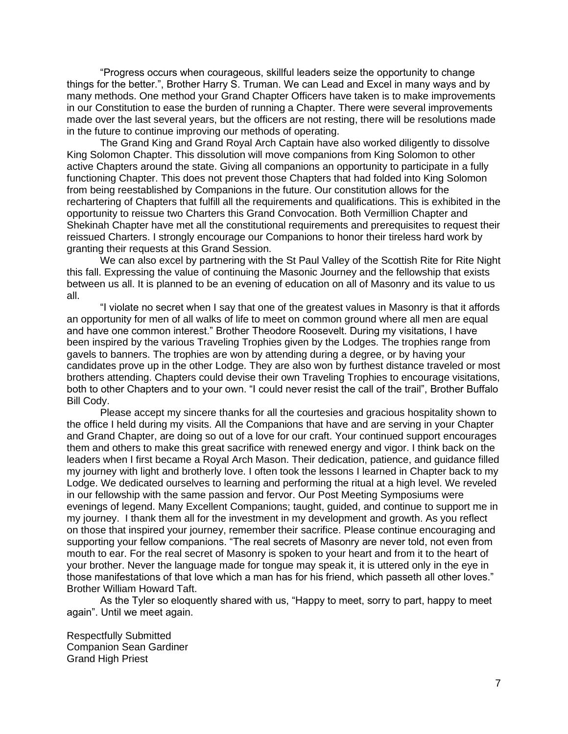"Progress occurs when courageous, skillful leaders seize the opportunity to change things for the better.", Brother Harry S. Truman. We can Lead and Excel in many ways and by many methods. One method your Grand Chapter Officers have taken is to make improvements in our Constitution to ease the burden of running a Chapter. There were several improvements made over the last several years, but the officers are not resting, there will be resolutions made in the future to continue improving our methods of operating.

The Grand King and Grand Royal Arch Captain have also worked diligently to dissolve King Solomon Chapter. This dissolution will move companions from King Solomon to other active Chapters around the state. Giving all companions an opportunity to participate in a fully functioning Chapter. This does not prevent those Chapters that had folded into King Solomon from being reestablished by Companions in the future. Our constitution allows for the rechartering of Chapters that fulfill all the requirements and qualifications. This is exhibited in the opportunity to reissue two Charters this Grand Convocation. Both Vermillion Chapter and Shekinah Chapter have met all the constitutional requirements and prerequisites to request their reissued Charters. I strongly encourage our Companions to honor their tireless hard work by granting their requests at this Grand Session.

We can also excel by partnering with the St Paul Valley of the Scottish Rite for Rite Night this fall. Expressing the value of continuing the Masonic Journey and the fellowship that exists between us all. It is planned to be an evening of education on all of Masonry and its value to us all.

"I violate no secret when I say that one of the greatest values in Masonry is that it affords an opportunity for men of all walks of life to meet on common ground where all men are equal and have one common interest." Brother Theodore Roosevelt. During my visitations, I have been inspired by the various Traveling Trophies given by the Lodges. The trophies range from gavels to banners. The trophies are won by attending during a degree, or by having your candidates prove up in the other Lodge. They are also won by furthest distance traveled or most brothers attending. Chapters could devise their own Traveling Trophies to encourage visitations, both to other Chapters and to your own. "I could never resist the call of the trail", Brother Buffalo Bill Cody.

Please accept my sincere thanks for all the courtesies and gracious hospitality shown to the office I held during my visits. All the Companions that have and are serving in your Chapter and Grand Chapter, are doing so out of a love for our craft. Your continued support encourages them and others to make this great sacrifice with renewed energy and vigor. I think back on the leaders when I first became a Royal Arch Mason. Their dedication, patience, and guidance filled my journey with light and brotherly love. I often took the lessons I learned in Chapter back to my Lodge. We dedicated ourselves to learning and performing the ritual at a high level. We reveled in our fellowship with the same passion and fervor. Our Post Meeting Symposiums were evenings of legend. Many Excellent Companions; taught, guided, and continue to support me in my journey. I thank them all for the investment in my development and growth. As you reflect on those that inspired your journey, remember their sacrifice. Please continue encouraging and supporting your fellow companions. "The real secrets of Masonry are never told, not even from mouth to ear. For the real secret of Masonry is spoken to your heart and from it to the heart of your brother. Never the language made for tongue may speak it, it is uttered only in the eye in those manifestations of that love which a man has for his friend, which passeth all other loves." Brother William Howard Taft.

As the Tyler so eloquently shared with us, "Happy to meet, sorry to part, happy to meet again". Until we meet again.

Respectfully Submitted
Companion Sean Gardiner
Grand High Priest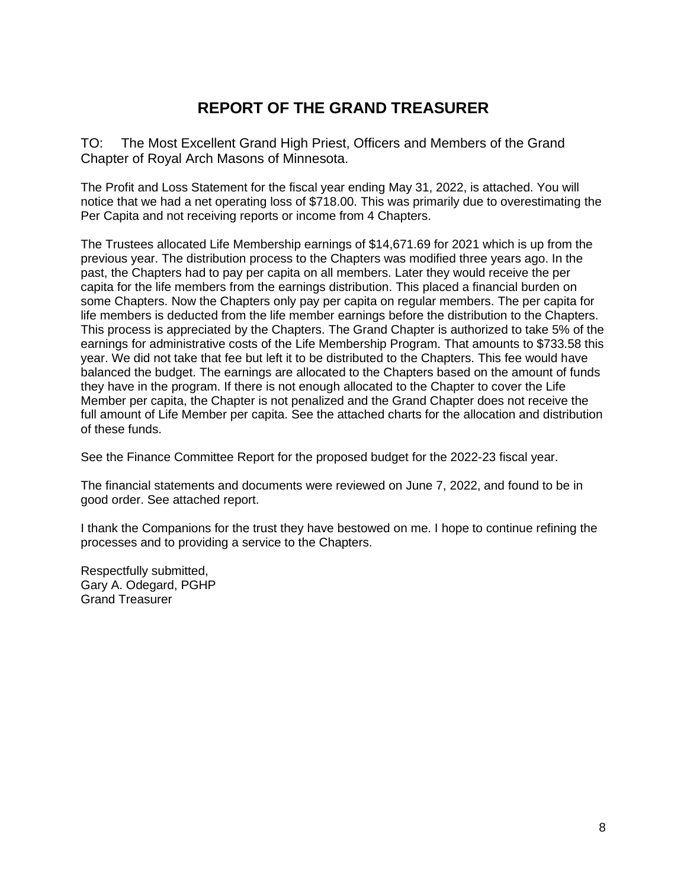# REPORT OF THE GRAND TREASURER

TO: The Most Excellent Grand High Priest, Officers and Members of the Grand Chapter of Royal Arch Masons of Minnesota.

The Profit and Loss Statement for the fiscal year ending May 31, 2022, is attached. You will notice that we had a net operating loss of $718.00. This was primarily due to overestimating the Per Capita and not receiving reports or income from 4 Chapters.

The Trustees allocated Life Membership earnings of $14,671.69 for 2021 which is up from the previous year. The distribution process to the Chapters was modified three years ago. In the past, the Chapters had to pay per capita on all members. Later they would receive the per capita for the life members from the earnings distribution. This placed a financial burden on some Chapters. Now the Chapters only pay per capita on regular members. The per capita for life members is deducted from the life member earnings before the distribution to the Chapters. This process is appreciated by the Chapters. The Grand Chapter is authorized to take 5% of the earnings for administrative costs of the Life Membership Program. That amounts to $733.58 this year. We did not take that fee but left it to be distributed to the Chapters. This fee would have balanced the budget. The earnings are allocated to the Chapters based on the amount of funds they have in the program. If there is not enough allocated to the Chapter to cover the Life Member per capita, the Chapter is not penalized and the Grand Chapter does not receive the full amount of Life Member per capita. See the attached charts for the allocation and distribution of these funds.

See the Finance Committee Report for the proposed budget for the 2022-23 fiscal year.

The financial statements and documents were reviewed on June 7, 2022, and found to be in good order. See attached report.

I thank the Companions for the trust they have bestowed on me. I hope to continue refining the processes and to providing a service to the Chapters.

Respectfully submitted,  
Gary A. Odegard, PGHP  
Grand Treasurer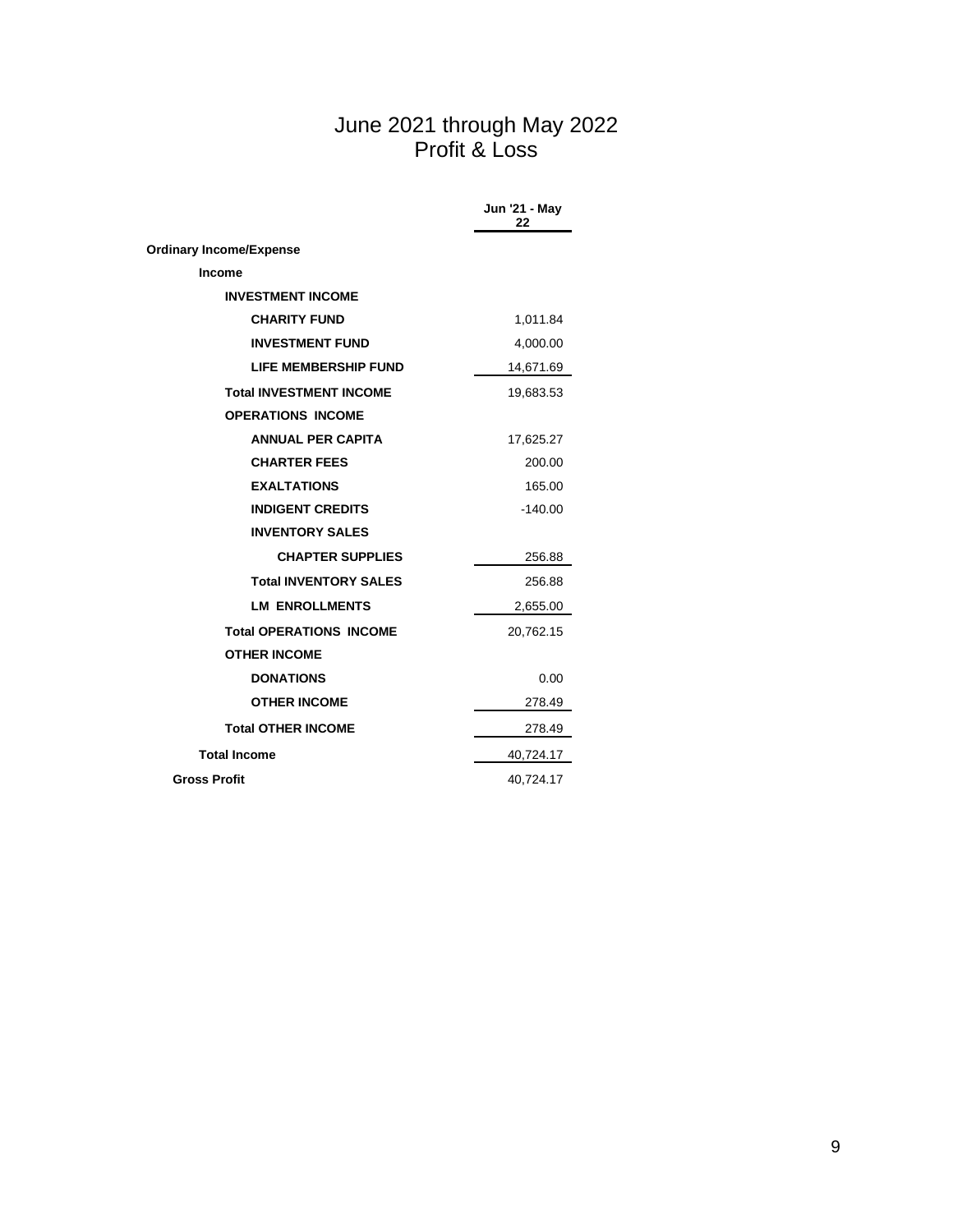# June 2021 through May 2022
## Profit & Loss

| | Jun '21 - May 22 |
|---|---|
| **Ordinary Income/Expense** | |
| **Income** | |
| **INVESTMENT INCOME** | |
| **CHARITY FUND** | 1,011.84 |
| **INVESTMENT FUND** | 4,000.00 |
| **LIFE MEMBERSHIP FUND** | 14,671.69 |
| **Total INVESTMENT INCOME** | 19,683.53 |
| **OPERATIONS INCOME** | |
| **ANNUAL PER CAPITA** | 17,625.27 |
| **CHARTER FEES** | 200.00 |
| **EXALTATIONS** | 165.00 |
| **INDIGENT CREDITS** | -140.00 |
| **INVENTORY SALES** | |
| **CHAPTER SUPPLIES** | 256.88 |
| **Total INVENTORY SALES** | 256.88 |
| **LM ENROLLMENTS** | 2,655.00 |
| **Total OPERATIONS INCOME** | 20,762.15 |
| **OTHER INCOME** | |
| **DONATIONS** | 0.00 |
| **OTHER INCOME** | 278.49 |
| **Total OTHER INCOME** | 278.49 |
| **Total Income** | 40,724.17 |
| **Gross Profit** | 40,724.17 |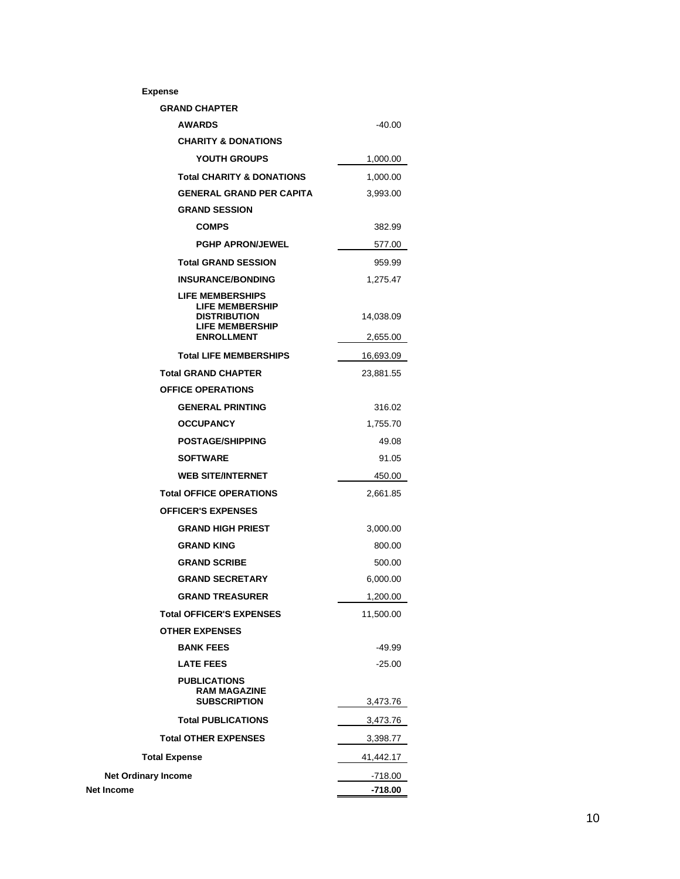| Expense | |
|---|---|
| GRAND CHAPTER | |
| AWARDS | -40.00 |
| CHARITY & DONATIONS | |
| YOUTH GROUPS | 1,000.00 |
| Total CHARITY & DONATIONS | 1,000.00 |
| GENERAL GRAND PER CAPITA | 3,993.00 |
| GRAND SESSION | |
| COMPS | 382.99 |
| PGHP APRON/JEWEL | 577.00 |
| Total GRAND SESSION | 959.99 |
| INSURANCE/BONDING | 1,275.47 |
| LIFE MEMBERSHIPS | |
| LIFE MEMBERSHIP DISTRIBUTION | 14,038.09 |
| LIFE MEMBERSHIP ENROLLMENT | 2,655.00 |
| Total LIFE MEMBERSHIPS | 16,693.09 |
| Total GRAND CHAPTER | 23,881.55 |
| OFFICE OPERATIONS | |
| GENERAL PRINTING | 316.02 |
| OCCUPANCY | 1,755.70 |
| POSTAGE/SHIPPING | 49.08 |
| SOFTWARE | 91.05 |
| WEB SITE/INTERNET | 450.00 |
| Total OFFICE OPERATIONS | 2,661.85 |
| OFFICER'S EXPENSES | |
| GRAND HIGH PRIEST | 3,000.00 |
| GRAND KING | 800.00 |
| GRAND SCRIBE | 500.00 |
| GRAND SECRETARY | 6,000.00 |
| GRAND TREASURER | 1,200.00 |
| Total OFFICER'S EXPENSES | 11,500.00 |
| OTHER EXPENSES | |
| BANK FEES | -49.99 |
| LATE FEES | -25.00 |
| PUBLICATIONS | |
| RAM MAGAZINE SUBSCRIPTION | 3,473.76 |
| Total PUBLICATIONS | 3,473.76 |
| Total OTHER EXPENSES | 3,398.77 |
| Total Expense | 41,442.17 |
| Net Ordinary Income | -718.00 |
| Net Income | -718.00 |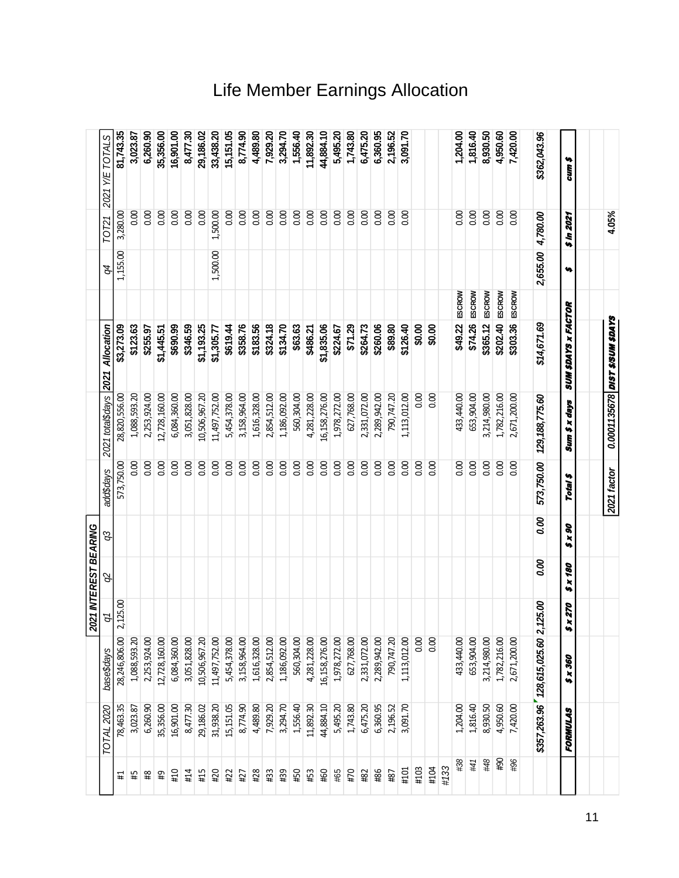# Life Member Earnings Allocation

| | TOTAL 2020 | base$days | 2021 INTEREST BEARING q1 | q2 | q3 | add$days | 2021 total$days | 2021 Allocation | | q4 | TOT21 | 2021 Y/E TOTALS |
|---|---|---|---|---|---|---|---|---|---|---|---|---|
| #1 | 78,463.35 | 28,246,806.00 | 2,125.00 | | | 573,750.00 | 28,820,556.00 | $3,273.09 | | 1,155.00 | 3,280.00 | 81,743.35 |
| #5 | 3,023.87 | 1,088,593.20 | | | | 0.00 | 1,088,593.20 | $123.63 | | | 0.00 | 3,023.87 |
| #8 | 6,260.90 | 2,253,924.00 | | | | 0.00 | 2,253,924.00 | $255.97 | | | 0.00 | 6,260.90 |
| #9 | 35,356.00 | 12,728,160.00 | | | | 0.00 | 12,728,160.00 | $1,445.51 | | | 0.00 | 35,356.00 |
| #10 | 16,901.00 | 6,084,360.00 | | | | 0.00 | 6,084,360.00 | $690.99 | | | 0.00 | 16,901.00 |
| #14 | 8,477.30 | 3,051,828.00 | | | | 0.00 | 3,051,828.00 | $346.59 | | | 0.00 | 8,477.30 |
| #15 | 29,186.02 | 10,506,967.20 | | | | 0.00 | 10,506,967.20 | $1,193.25 | | | 0.00 | 29,186.02 |
| #20 | 31,938.20 | 11,497,752.00 | | | | 0.00 | 11,497,752.00 | $1,305.77 | | 1,500.00 | 1,500.00 | 33,438.20 |
| #22 | 15,151.05 | 5,454,378.00 | | | | 0.00 | 5,454,378.00 | $619.44 | | | 0.00 | 15,151.05 |
| #27 | 8,774.90 | 3,158,964.00 | | | | 0.00 | 3,158,964.00 | $358.76 | | | 0.00 | 8,774.90 |
| #28 | 4,489.80 | 1,616,328.00 | | | | 0.00 | 1,616,328.00 | $183.56 | | | 0.00 | 4,489.80 |
| #33 | 7,929.20 | 2,854,512.00 | | | | 0.00 | 2,854,512.00 | $324.18 | | | 0.00 | 7,929.20 |
| #39 | 3,294.70 | 1,186,092.00 | | | | 0.00 | 1,186,092.00 | $134.70 | | | 0.00 | 3,294.70 |
| #50 | 1,556.40 | 560,304.00 | | | | 0.00 | 560,304.00 | $63.63 | | | 0.00 | 1,556.40 |
| #53 | 11,892.30 | 4,281,228.00 | | | | 0.00 | 4,281,228.00 | $486.21 | | | 0.00 | 11,892.30 |
| #60 | 44,884.10 | 16,158,276.00 | | | | 0.00 | 16,158,276.00 | $1,835.06 | | | 0.00 | 44,884.10 |
| #65 | 5,495.20 | 1,978,272.00 | | | | 0.00 | 1,978,272.00 | $224.67 | | | 0.00 | 5,495.20 |
| #70 | 1,743.80 | 627,768.00 | | | | 0.00 | 627,768.00 | $71.29 | | | 0.00 | 1,743.80 |
| #82 | 6,475.20 | 2,331,072.00 | | | | 0.00 | 2,331,072.00 | $264.73 | | | 0.00 | 6,475.20 |
| #86 | 6,360.95 | 2,289,942.00 | | | | 0.00 | 2,289,942.00 | $260.06 | | | 0.00 | 6,360.95 |
| #87 | 2,196.52 | 790,747.20 | | | | 0.00 | 790,747.20 | $89.80 | | | 0.00 | 2,196.52 |
| #101 | 3,091.70 | 1,113,012.00 | | | | 0.00 | 1,113,012.00 | $126.40 | | | 0.00 | 3,091.70 |
| #103 | | 0.00 | | | | 0.00 | 0.00 | $0.00 | | | | |
| #104 | | 0.00 | | | | 0.00 | 0.00 | $0.00 | | | | |
| #133 | | | | | | | | | | | | |
| #38 | 1,204.00 | 433,440.00 | | | | 0.00 | 433,440.00 | $49.22 | ESCROW | | 0.00 | 1,204.00 |
| #41 | 1,816.40 | 653,904.00 | | | | 0.00 | 653,904.00 | $74.26 | ESCROW | | 0.00 | 1,816.40 |
| #48 | 8,930.50 | 3,214,980.00 | | | | 0.00 | 3,214,980.00 | $365.12 | ESCROW | | 0.00 | 8,930.50 |
| #90 | 4,950.60 | 1,782,216.00 | | | | 0.00 | 1,782,216.00 | $202.40 | ESCROW | | 0.00 | 4,950.60 |
| #96 | 7,420.00 | 2,671,200.00 | | | | 0.00 | 2,671,200.00 | $303.36 | ESCROW | | 0.00 | 7,420.00 |
| | $357,263.96 | 128,615,025.60 | 2,125.00 | 0.00 | 0.00 | 573,750.00 | 129,188,775.60 | $14,671.69 | | 2,655.00 | 4,780.00 | $362,043.96 |
| FORMULAS | | $ x 360 | $ x 270 | $ x 180 | $ x 90 | Total $ | Sum $ x days | SUM $DAYS x FACTOR | | $ | $ In 2021 | cum $ |
| | | | | | | 2021 factor | 0.0001135678 | DIST $/SUM $DAYS | | | 4.05% | |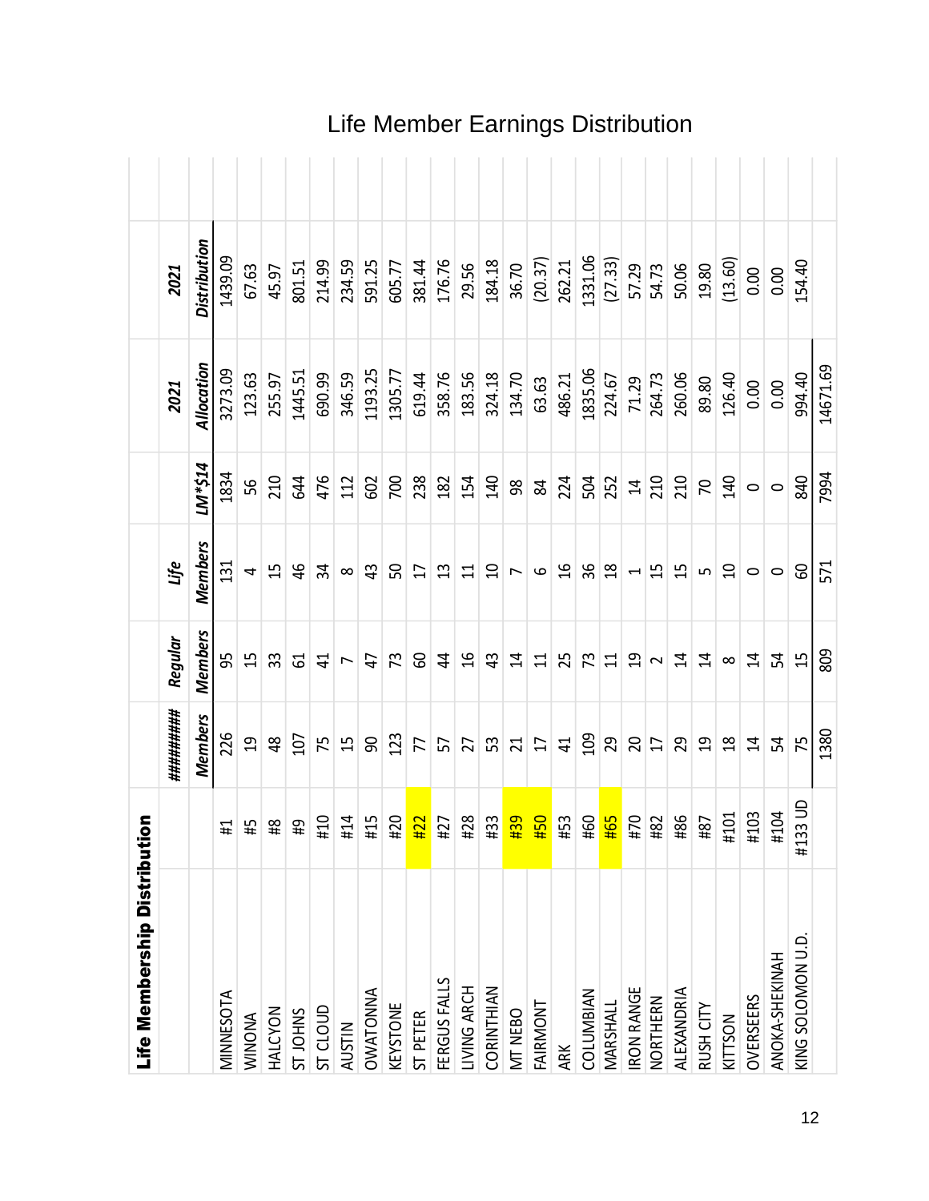# Life Member Earnings Distribution

## Life Membership Distribution

| | | ######## Members | Regular Members | Life Members | LM*$14 | 2021 Allocation | 2021 Distribution |
|---|---|---|---|---|---|---|---|
| MINNESOTA | #1 | 226 | 95 | 131 | 1834 | 3273.09 | 1439.09 |
| WINONA | #5 | 19 | 15 | 4 | 56 | 123.63 | 67.63 |
| HALCYON | #8 | 48 | 33 | 15 | 210 | 255.97 | 45.97 |
| ST JOHNS | #9 | 107 | 61 | 46 | 644 | 1445.51 | 801.51 |
| ST CLOUD | #10 | 75 | 41 | 34 | 476 | 690.99 | 214.99 |
| AUSTIN | #14 | 15 | 7 | 8 | 112 | 346.59 | 234.59 |
| OWATONNA | #15 | 90 | 47 | 43 | 602 | 1193.25 | 591.25 |
| KEYSTONE | #20 | 123 | 73 | 50 | 700 | 1305.77 | 605.77 |
| ST PETER | #22 | 77 | 60 | 17 | 238 | 619.44 | 381.44 |
| FERGUS FALLS | #27 | 57 | 44 | 13 | 182 | 358.76 | 176.76 |
| LIVING ARCH | #28 | 27 | 16 | 11 | 154 | 183.56 | 29.56 |
| CORINTHIAN | #33 | 53 | 43 | 10 | 140 | 324.18 | 184.18 |
| MT NEBO | #39 | 21 | 14 | 7 | 98 | 134.70 | 36.70 |
| FAIRMONT | #50 | 17 | 11 | 6 | 84 | 63.63 | (20.37) |
| ARK | #53 | 41 | 25 | 16 | 224 | 486.21 | 262.21 |
| COLUMBIAN | #60 | 109 | 73 | 36 | 504 | 1835.06 | 1331.06 |
| MARSHALL | #65 | 29 | 11 | 18 | 252 | 224.67 | (27.33) |
| IRON RANGE | #70 | 20 | 19 | 1 | 14 | 71.29 | 57.29 |
| NORTHERN | #82 | 17 | 2 | 15 | 210 | 264.73 | 54.73 |
| ALEXANDRIA | #86 | 29 | 14 | 15 | 210 | 260.06 | 50.06 |
| RUSH CITY | #87 | 19 | 14 | 5 | 70 | 89.80 | 19.80 |
| KITTSON | #101 | 18 | 8 | 10 | 140 | 126.40 | (13.60) |
| OVERSEERS | #103 | 14 | 14 | 0 | 0 | 0.00 | 0.00 |
| ANOKA-SHEKINAH | #104 | 54 | 54 | 0 | 0 | 0.00 | 0.00 |
| KING SOLOMON U.D. | #133 UD | 75 | 15 | 60 | 840 | 994.40 | 154.40 |
| | | 1380 | 809 | 571 | 7994 | 14671.69 | |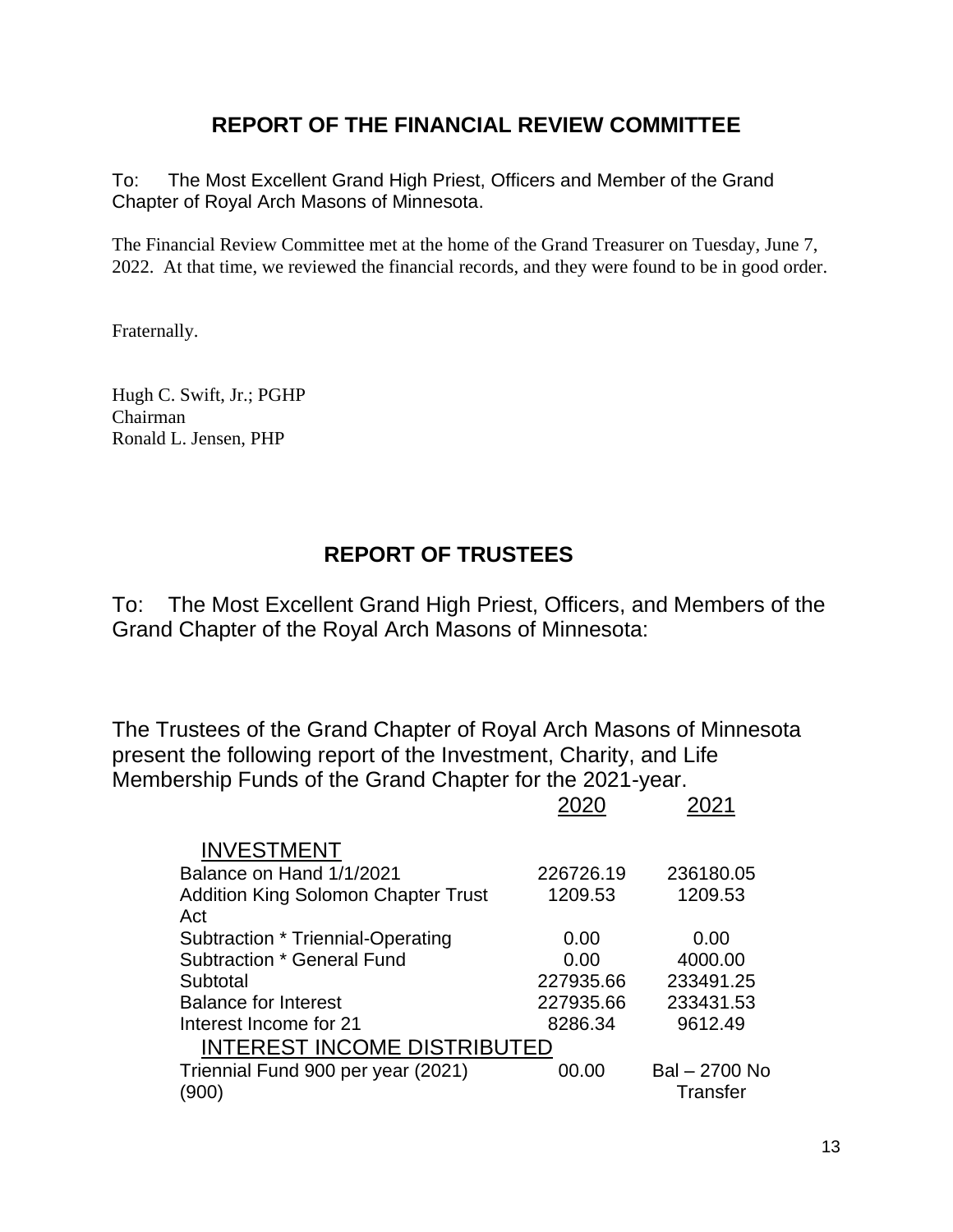## REPORT OF THE FINANCIAL REVIEW COMMITTEE

To: The Most Excellent Grand High Priest, Officers and Member of the Grand Chapter of Royal Arch Masons of Minnesota.

The Financial Review Committee met at the home of the Grand Treasurer on Tuesday, June 7, 2022. At that time, we reviewed the financial records, and they were found to be in good order.

Fraternally.

Hugh C. Swift, Jr.; PGHP
Chairman
Ronald L. Jensen, PHP

## REPORT OF TRUSTEES

To: The Most Excellent Grand High Priest, Officers, and Members of the Grand Chapter of the Royal Arch Masons of Minnesota:

The Trustees of the Grand Chapter of Royal Arch Masons of Minnesota present the following report of the Investment, Charity, and Life Membership Funds of the Grand Chapter for the 2021-year.

| | 2020 | 2021 |
|---|---|---|
| **INVESTMENT** | | |
| Balance on Hand 1/1/2021 | 226726.19 | 236180.05 |
| Addition King Solomon Chapter Trust Act | 1209.53 | 1209.53 |
| Subtraction * Triennial-Operating | 0.00 | 0.00 |
| Subtraction * General Fund | 0.00 | 4000.00 |
| Subtotal | 227935.66 | 233491.25 |
| Balance for Interest | 227935.66 | 233431.53 |
| Interest Income for 21 | 8286.34 | 9612.49 |
| **INTEREST INCOME DISTRIBUTED** | | |
| Triennial Fund 900 per year (2021) (900) | 00.00 | Bal – 2700 No Transfer |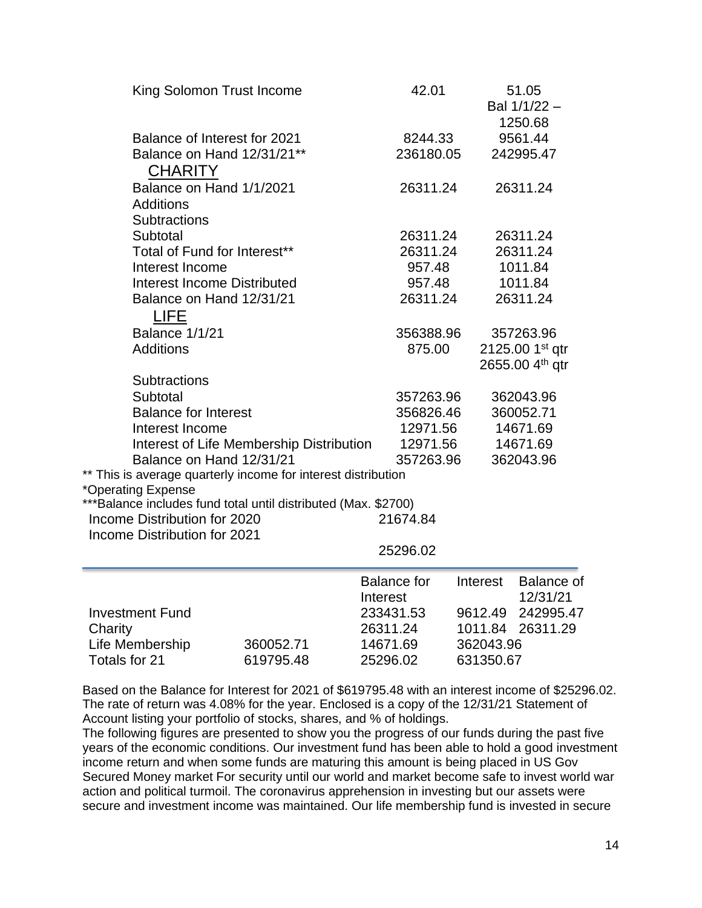| | | |
|---|---|---|
| King Solomon Trust Income | 42.01 | 51.05<br>Bal 1/1/22 –<br>1250.68 |
| Balance of Interest for 2021 | 8244.33 | 9561.44 |
| Balance on Hand 12/31/21** | 236180.05 | 242995.47 |
| <u>CHARITY</u> | | |
| Balance on Hand 1/1/2021 | 26311.24 | 26311.24 |
| Additions | | |
| Subtractions | | |
| Subtotal | 26311.24 | 26311.24 |
| Total of Fund for Interest** | 26311.24 | 26311.24 |
| Interest Income | 957.48 | 1011.84 |
| Interest Income Distributed | 957.48 | 1011.84 |
| Balance on Hand 12/31/21 | 26311.24 | 26311.24 |
| <u>LIFE</u> | | |
| Balance 1/1/21 | 356388.96 | 357263.96 |
| Additions | 875.00 | 2125.00 1st qtr<br>2655.00 4th qtr |
| Subtractions | | |
| Subtotal | 357263.96 | 362043.96 |
| Balance for Interest | 356826.46 | 360052.71 |
| Interest Income | 12971.56 | 14671.69 |
| Interest of Life Membership Distribution | 12971.56 | 14671.69 |
| Balance on Hand 12/31/21 | 357263.96 | 362043.96 |

** This is average quarterly income for interest distribution

*Operating Expense

***Balance includes fund total until distributed (Max. $2700)

| | |
|---|---|
| Income Distribution for 2020 | 21674.84 |
| Income Distribution for 2021 | 25296.02 |

| | | Balance for Interest | Interest | Balance of 12/31/21 |
|---|---|---|---|---|
| Investment Fund | | 233431.53 | 9612.49 | 242995.47 |
| Charity | | 26311.24 | 1011.84 | 26311.29 |
| Life Membership | 360052.71 | 14671.69 | 362043.96 | |
| Totals for 21 | 619795.48 | 25296.02 | 631350.67 | |

Based on the Balance for Interest for 2021 of $619795.48 with an interest income of $25296.02. The rate of return was 4.08% for the year. Enclosed is a copy of the 12/31/21 Statement of Account listing your portfolio of stocks, shares, and % of holdings.

The following figures are presented to show you the progress of our funds during the past five years of the economic conditions. Our investment fund has been able to hold a good investment income return and when some funds are maturing this amount is being placed in US Gov Secured Money market For security until our world and market become safe to invest world war action and political turmoil. The coronavirus apprehension in investing but our assets were secure and investment income was maintained. Our life membership fund is invested in secure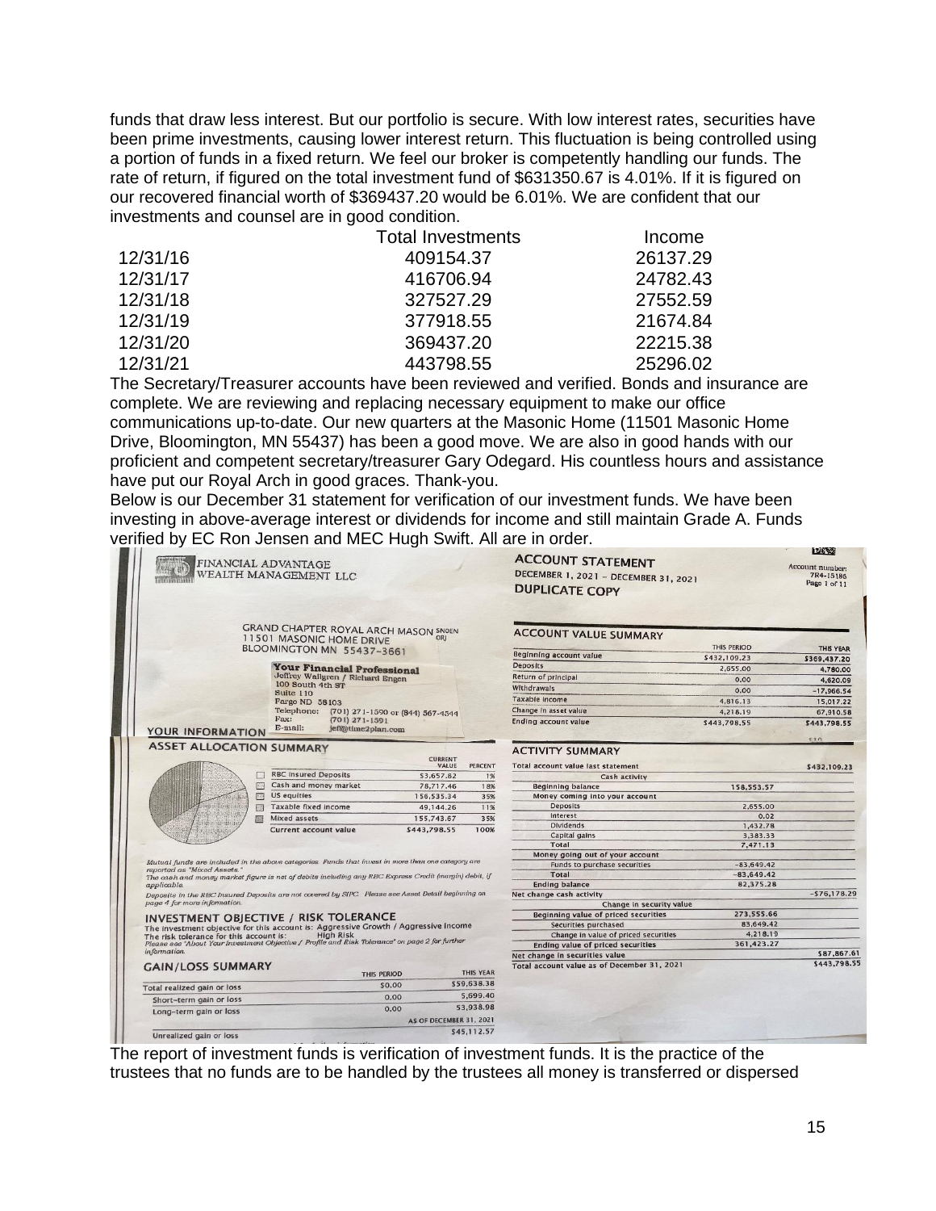funds that draw less interest. But our portfolio is secure. With low interest rates, securities have been prime investments, causing lower interest return. This fluctuation is being controlled using a portion of funds in a fixed return. We feel our broker is competently handling our funds. The rate of return, if figured on the total investment fund of $631350.67 is 4.01%. If it is figured on our recovered financial worth of $369437.20 would be 6.01%. We are confident that our investments and counsel are in good condition.

| | Total Investments | Income |
|---|---|---|
| 12/31/16 | 409154.37 | 26137.29 |
| 12/31/17 | 416706.94 | 24782.43 |
| 12/31/18 | 327527.29 | 27552.59 |
| 12/31/19 | 377918.55 | 21674.84 |
| 12/31/20 | 369437.20 | 22215.38 |
| 12/31/21 | 443798.55 | 25296.02 |

The Secretary/Treasurer accounts have been reviewed and verified. Bonds and insurance are complete. We are reviewing and replacing necessary equipment to make our office communications up-to-date. Our new quarters at the Masonic Home (11501 Masonic Home Drive, Bloomington, MN 55437) has been a good move. We are also in good hands with our proficient and competent secretary/treasurer Gary Odegard. His countless hours and assistance have put our Royal Arch in good graces. Thank-you.

Below is our December 31 statement for verification of our investment funds. We have been investing in above-average interest or dividends for income and still maintain Grade A. Funds verified by EC Ron Jensen and MEC Hugh Swift. All are in order.

FINANCIAL ADVANTAGE WEALTH MANAGEMENT LLC

**ACCOUNT STATEMENT**
DECEMBER 1, 2021 – DECEMBER 31, 2021
**DUPLICATE COPY**

Account number: 7R4-15186
Page 1 of 11

GRAND CHAPTER ROYAL ARCH MASON SNOEN ORJ
11501 MASONIC HOME DRIVE
BLOOMINGTON MN 55437-3661

**Your Financial Professional**
Jeffrey Wallgren / Richard Engen
100 South 4th ST
Suite 110
Fargo ND 58103
Telephone: (701) 271-1590 or (844) 567-4544
Fax: (701) 271-1591
E-mail: jeff@time2plan.com

YOUR INFORMATION

**ACCOUNT VALUE SUMMARY**

| | THIS PERIOD | THIS YEAR |
|---|---|---|
| Beginning account value | $432,109.23 | $369,437.20 |
| Deposits | 2,655.00 | 4,780.00 |
| Return of principal | 0.00 | 4,620.09 |
| Withdrawals | 0.00 | -17,966.54 |
| Taxable income | 4,816.13 | 15,017.22 |
| Change in asset value | 4,218.19 | 67,910.58 |
| Ending account value | $443,798.55 | $443,798.55 |

**ASSET ALLOCATION SUMMARY**

| | CURRENT VALUE | PERCENT |
|---|---|---|
| RBC Insured Deposits | $3,657.82 | 1% |
| Cash and money market | 78,717.46 | 18% |
| US equities | 156,535.34 | 35% |
| Taxable fixed income | 49,144.26 | 11% |
| Mixed assets | 155,743.67 | 35% |
| Current account value | $443,798.55 | 100% |

*Mutual funds are included in the above categories. Funds that invest in more than one category are reported as "Mixed Assets."*
*The cash and money market figure is net of debits including any RBC Express Credit (margin) debit, if applicable.*
*Deposits in the RBC Insured Deposits are not covered by SIPC. Please see Asset Detail beginning on page 4 for more information.*

**INVESTMENT OBJECTIVE / RISK TOLERANCE**
The investment objective for this account is: Aggressive Growth / Aggressive Income
The risk tolerance for this account is: High Risk
*Please see "About Your Investment Objective / Profile and Risk Tolerance" on page 2 for further information.*

**GAIN/LOSS SUMMARY**

| | THIS PERIOD | THIS YEAR |
|---|---|---|
| Total realized gain or loss | $0.00 | $59,638.38 |
| Short-term gain or loss | 0.00 | 5,699.40 |
| Long-term gain or loss | 0.00 | 53,938.98 |
| | | AS OF DECEMBER 31, 2021 |
| Unrealized gain or loss | | $45,112.57 |

**ACTIVITY SUMMARY**

| | | |
|---|---|---|
| Total account value last statement | | $432,109.23 |
| Cash activity | | |
| Beginning balance | 158,553.57 | |
| Money coming into your account | | |
| Deposits | 2,655.00 | |
| Interest | 0.02 | |
| Dividends | 1,432.78 | |
| Capital gains | 3,383.33 | |
| Total | 7,471.13 | |
| Money going out of your account | | |
| Funds to purchase securities | -83,649.42 | |
| Total | -83,649.42 | |
| Ending balance | 82,375.28 | |
| Net change cash activity | | -$76,178.29 |
| Change in security value | | |
| Beginning value of priced securities | 273,555.66 | |
| Securities purchased | 83,649.42 | |
| Change in value of priced securities | 4,218.19 | |
| Ending value of priced securities | 361,423.27 | |
| Net change in securities value | | $87,867.61 |
| Total account value as of December 31, 2021 | | $443,798.55 |

The report of investment funds is verification of investment funds. It is the practice of the trustees that no funds are to be handled by the trustees all money is transferred or dispersed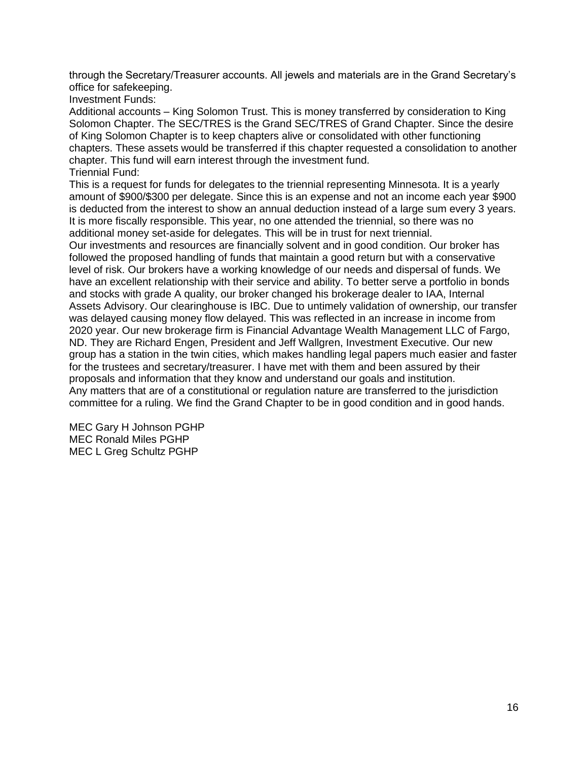through the Secretary/Treasurer accounts. All jewels and materials are in the Grand Secretary's office for safekeeping.

Investment Funds:

Additional accounts – King Solomon Trust. This is money transferred by consideration to King Solomon Chapter. The SEC/TRES is the Grand SEC/TRES of Grand Chapter. Since the desire of King Solomon Chapter is to keep chapters alive or consolidated with other functioning chapters. These assets would be transferred if this chapter requested a consolidation to another chapter. This fund will earn interest through the investment fund.

Triennial Fund:

This is a request for funds for delegates to the triennial representing Minnesota. It is a yearly amount of $900/$300 per delegate. Since this is an expense and not an income each year $900 is deducted from the interest to show an annual deduction instead of a large sum every 3 years. It is more fiscally responsible. This year, no one attended the triennial, so there was no additional money set-aside for delegates. This will be in trust for next triennial.

Our investments and resources are financially solvent and in good condition. Our broker has followed the proposed handling of funds that maintain a good return but with a conservative level of risk. Our brokers have a working knowledge of our needs and dispersal of funds. We have an excellent relationship with their service and ability. To better serve a portfolio in bonds and stocks with grade A quality, our broker changed his brokerage dealer to IAA, Internal Assets Advisory. Our clearinghouse is IBC. Due to untimely validation of ownership, our transfer was delayed causing money flow delayed. This was reflected in an increase in income from 2020 year. Our new brokerage firm is Financial Advantage Wealth Management LLC of Fargo, ND. They are Richard Engen, President and Jeff Wallgren, Investment Executive. Our new group has a station in the twin cities, which makes handling legal papers much easier and faster for the trustees and secretary/treasurer. I have met with them and been assured by their proposals and information that they know and understand our goals and institution.

Any matters that are of a constitutional or regulation nature are transferred to the jurisdiction committee for a ruling. We find the Grand Chapter to be in good condition and in good hands.

MEC Gary H Johnson PGHP
MEC Ronald Miles PGHP
MEC L Greg Schultz PGHP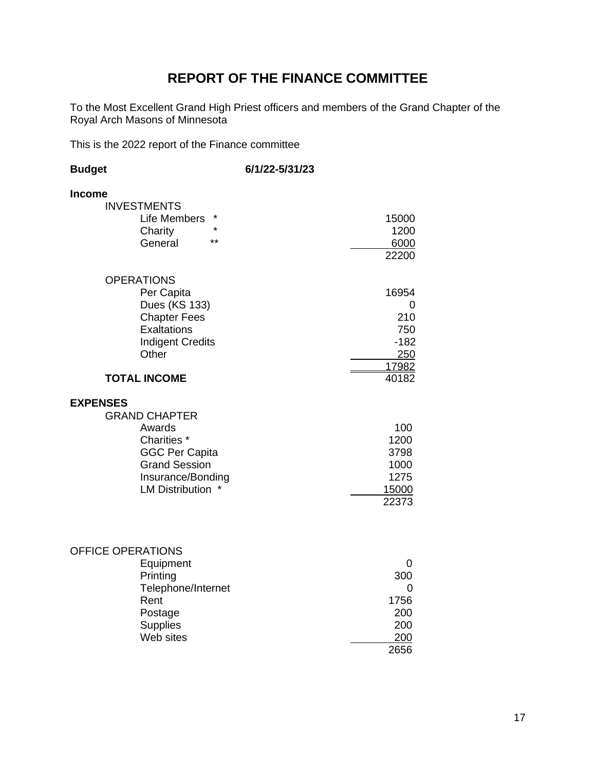# REPORT OF THE FINANCE COMMITTEE

To the Most Excellent Grand High Priest officers and members of the Grand Chapter of the Royal Arch Masons of Minnesota

This is the 2022 report of the Finance committee

| **Budget** | **6/1/22-5/31/23** |
|---|---|
| **Income** | |
| INVESTMENTS | |
| Life Members * | 15000 |
| Charity * | 1200 |
| General ** | 6000 |
| | 22200 |
| OPERATIONS | |
| Per Capita | 16954 |
| Dues (KS 133) | 0 |
| Chapter Fees | 210 |
| Exaltations | 750 |
| Indigent Credits | -182 |
| Other | 250 |
| | 17982 |
| **TOTAL INCOME** | 40182 |
| **EXPENSES** | |
| GRAND CHAPTER | |
| Awards | 100 |
| Charities * | 1200 |
| GGC Per Capita | 3798 |
| Grand Session | 1000 |
| Insurance/Bonding | 1275 |
| LM Distribution * | 15000 |
| | 22373 |
| OFFICE OPERATIONS | |
| Equipment | 0 |
| Printing | 300 |
| Telephone/Internet | 0 |
| Rent | 1756 |
| Postage | 200 |
| Supplies | 200 |
| Web sites | 200 |
| | 2656 |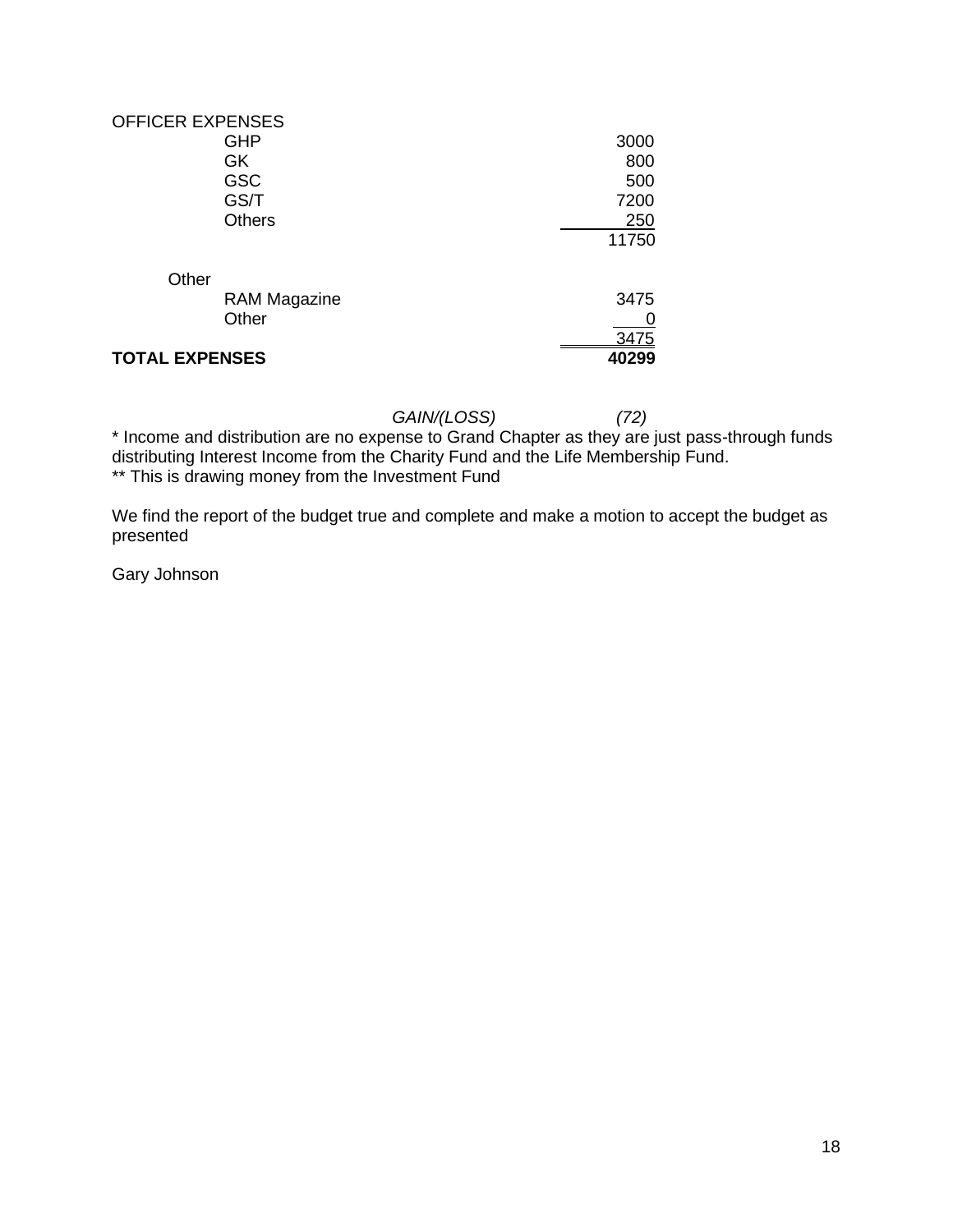| | |
|---|---|
| OFFICER EXPENSES | |
| GHP | 3000 |
| GK | 800 |
| GSC | 500 |
| GS/T | 7200 |
| Others | 250 |
| | 11750 |
| Other | |
| RAM Magazine | 3475 |
| Other | 0 |
| | 3475 |
| **TOTAL EXPENSES** | **40299** |

*GAIN/(LOSS)* *(72)*

* Income and distribution are no expense to Grand Chapter as they are just pass-through funds distributing Interest Income from the Charity Fund and the Life Membership Fund.
** This is drawing money from the Investment Fund

We find the report of the budget true and complete and make a motion to accept the budget as presented

Gary Johnson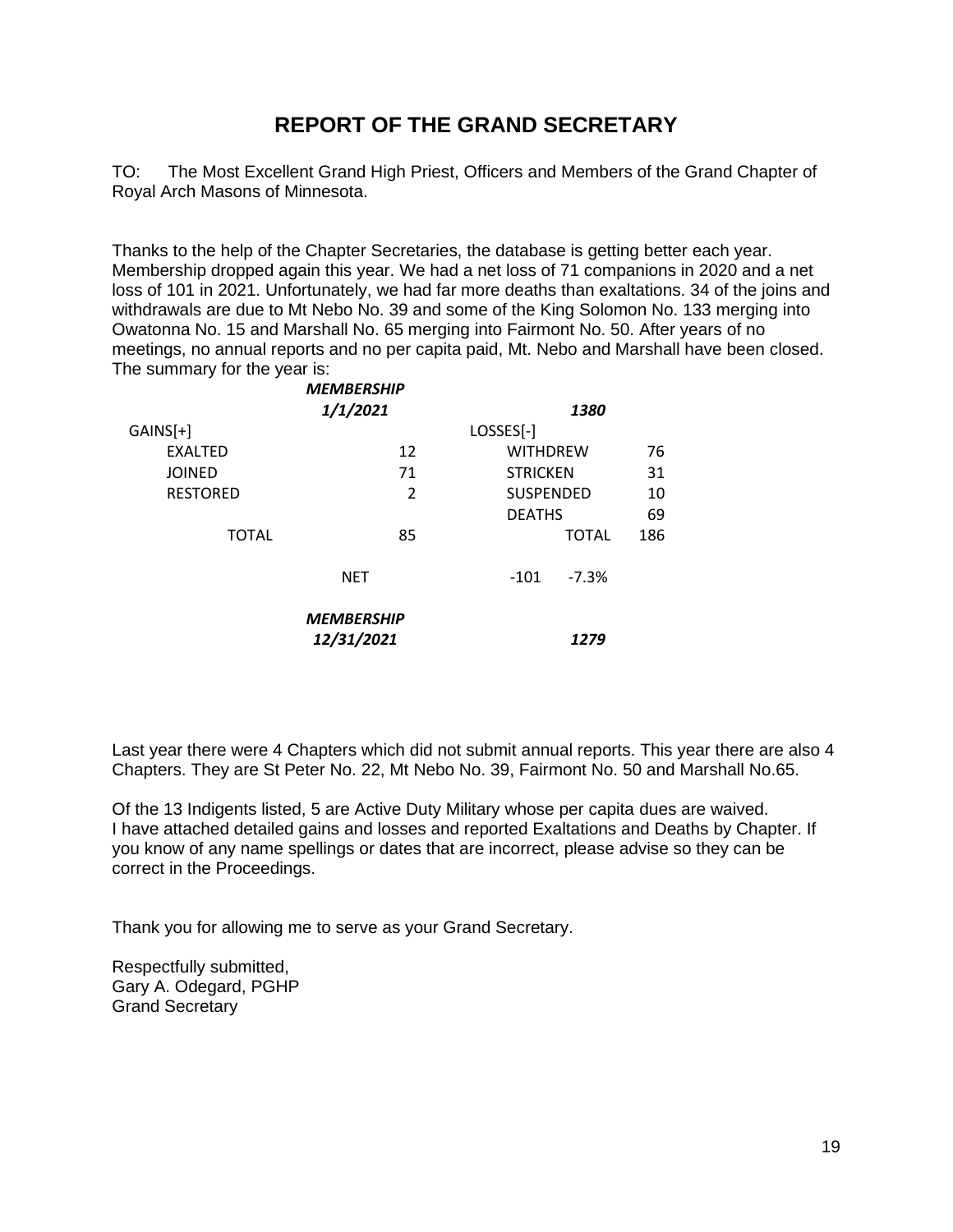# REPORT OF THE GRAND SECRETARY

TO: The Most Excellent Grand High Priest, Officers and Members of the Grand Chapter of Royal Arch Masons of Minnesota.

Thanks to the help of the Chapter Secretaries, the database is getting better each year. Membership dropped again this year. We had a net loss of 71 companions in 2020 and a net loss of 101 in 2021. Unfortunately, we had far more deaths than exaltations. 34 of the joins and withdrawals are due to Mt Nebo No. 39 and some of the King Solomon No. 133 merging into Owatonna No. 15 and Marshall No. 65 merging into Fairmont No. 50. After years of no meetings, no annual reports and no per capita paid, Mt. Nebo and Marshall have been closed. The summary for the year is:

| | ***MEMBERSHIP 1/1/2021*** | | ***1380*** | |
|---|---|---|---|---|
| GAINS[+] | | LOSSES[-] | | |
| EXALTED | 12 | WITHDREW | | 76 |
| JOINED | 71 | STRICKEN | | 31 |
| RESTORED | 2 | SUSPENDED | | 10 |
| | | DEATHS | | 69 |
| TOTAL | 85 | | TOTAL | 186 |
| | NET | -101 | -7.3% | |
| | ***MEMBERSHIP 12/31/2021*** | | ***1279*** | |

Last year there were 4 Chapters which did not submit annual reports. This year there are also 4 Chapters. They are St Peter No. 22, Mt Nebo No. 39, Fairmont No. 50 and Marshall No.65.

Of the 13 Indigents listed, 5 are Active Duty Military whose per capita dues are waived. I have attached detailed gains and losses and reported Exaltations and Deaths by Chapter. If you know of any name spellings or dates that are incorrect, please advise so they can be correct in the Proceedings.

Thank you for allowing me to serve as your Grand Secretary.

Respectfully submitted,
Gary A. Odegard, PGHP
Grand Secretary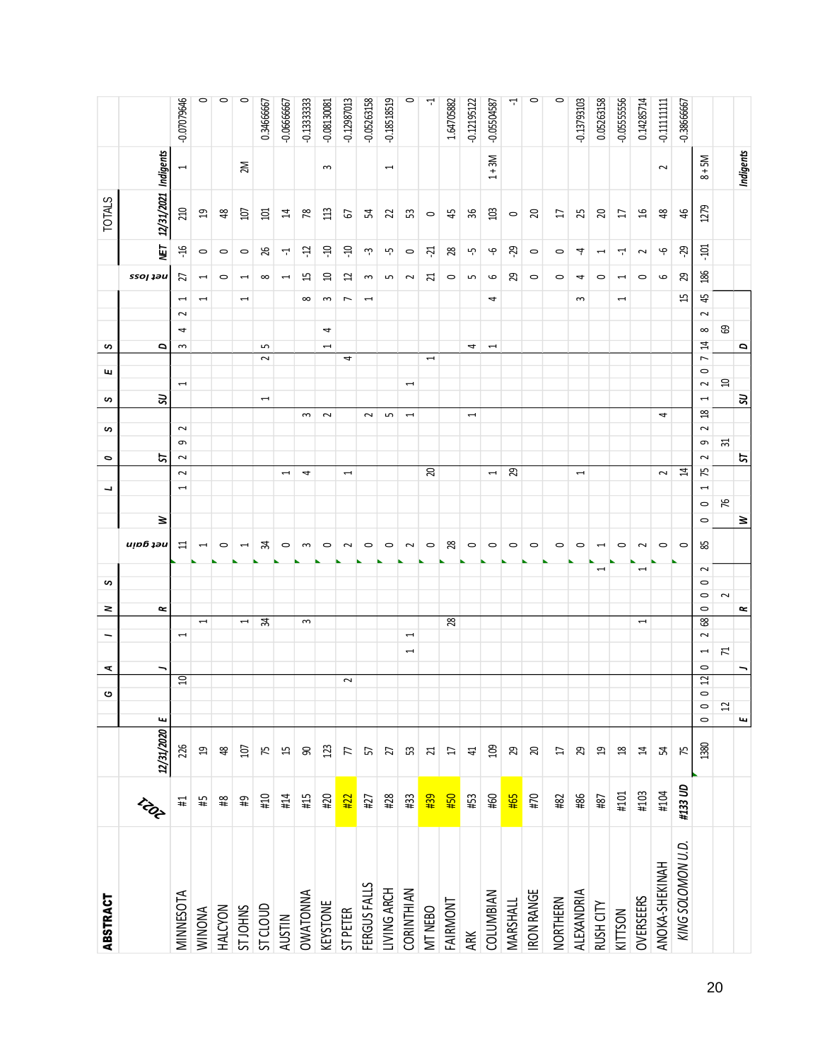# ABSTRACT

| | 2021 | | GAINS | | | | | | | | | | | | | LOSSES | | | | | | | | | | | | | | | | | TOTALS | | | |
|---|---|---|---|---|---|---|---|---|---|---|---|---|---|---|---|---|---|---|---|---|---|---|---|---|---|---|---|---|---|---|---|---|---|---|---|---|---|---|---|---|
| | | 12/31/2020 | E | | | | J | | | | R | | | | net gain | W | | | | ST | | | | SU | | | | D | | | | net loss | NET | 12/31/2021 | Indigents | |
| MINNESOTA | #1 | 226 | | | | 10 | | | 1 | | | | | | 11 | | | 1 | 2 | 2 | 9 | 2 | | | 1 | | | 3 | 4 | 2 | 1 | 27 | -16 | 210 | 1 | -0.07079646 |
| WINONA | #5 | 19 | | | | | | | | 1 | | | | | 1 | | | | | | | | | | | | | | | | 1 | 1 | 0 | 19 | | 0 |
| HALCYON | #8 | 48 | | | | | | | | | | | | | 0 | | | | | | | | | | | | | | | | | 0 | 0 | 48 | | 0 |
| ST JOHNS | #9 | 107 | | | | | | | | 1 | | | | | 1 | | | | | | | | | | | | | | | | 1 | 1 | 0 | 107 | 2M | 0 |
| ST CLOUD | #10 | 75 | | | | | | | | 34 | | | | | 34 | | | | | | | | | 1 | | | 2 | 5 | | | | 8 | 26 | 101 | | 0.34666667 |
| AUSTIN | #14 | 15 | | | | | | | | | | | | | 0 | | | | 1 | | | | | | | | | | | | | 1 | -1 | 14 | | -0.06666667 |
| OWATONNA | #15 | 90 | | | | | | | | 3 | | | | | 3 | | | | 4 | | | | 3 | | | | | | | | 8 | 15 | -12 | 78 | | -0.13333333 |
| KEYSTONE | #20 | 123 | | | | | | | | | | | | | 0 | | | | | | | | 2 | | | | | 1 | 4 | | 3 | 10 | -10 | 113 | 3 | -0.08130081 |
| ST PETER | #22 | 77 | | | | 2 | | | | | | | | | 2 | | | | 1 | | | | | | | | 4 | | | | 7 | 12 | -10 | 67 | | -0.12987013 |
| FERGUS FALLS | #27 | 57 | | | | | | | | | | | | | 0 | | | | | | | | 2 | | | | | | | | 1 | 3 | -3 | 54 | | -0.05263158 |
| LIVING ARCH | #28 | 27 | | | | | | | | | | | | | 0 | | | | | | | | 5 | | | | | | | | | 5 | -5 | 22 | 1 | -0.18518519 |
| CORINTHIAN | #33 | 53 | | | | | | 1 | 1 | | | | | | 2 | | | | | | | | 1 | | 1 | | | | | | | 2 | 0 | 53 | | 0 |
| MT NEBO | #39 | 21 | | | | | | | | | | | | | 0 | | | | 20 | | | | | | | | 1 | | | | | 21 | -21 | 0 | | -1 |
| FAIRMONT | #50 | 17 | | | | | | | | 28 | | | | | 28 | | | | | | | | | | | | | | | | | 0 | 28 | 45 | | 1.64705882 |
| ARK | #53 | 41 | | | | | | | | | | | | | 0 | | | | | | | | 1 | | | | | 4 | | | | 5 | -5 | 36 | | -0.12195122 |
| COLUMBIAN | #60 | 109 | | | | | | | | | | | | | 0 | | | | 1 | | | | | | | | | 1 | | | 4 | 6 | -6 | 103 | 1 + 3M | -0.05504587 |
| MARSHALL | #65 | 29 | | | | | | | | | | | | | 0 | | | | 29 | | | | | | | | | | | | | 29 | -29 | 0 | | -1 |
| IRON RANGE | #70 | 20 | | | | | | | | | | | | | 0 | | | | | | | | | | | | | | | | | 0 | 0 | 20 | | 0 |
| NORTHERN | #82 | 17 | | | | | | | | | | | | | 0 | | | | | | | | | | | | | | | | | 0 | 0 | 17 | | 0 |
| ALEXANDRIA | #86 | 29 | | | | | | | | | | | | | 0 | | | | 1 | | | | | | | | | | | | 3 | 4 | -4 | 25 | | -0.13793103 |
| RUSH CITY | #87 | 19 | | | | | | | | | | | | 1 | 1 | | | | | | | | | | | | | | | | | 0 | 1 | 20 | | 0.05263158 |
| KITTSON | #101 | 18 | | | | | | | | | | | | | 0 | | | | | | | | | | | | | | | | 1 | 1 | -1 | 17 | | -0.05555556 |
| OVERSEERS | #103 | 14 | | | | | | | | 1 | | | | 1 | 2 | | | | | | | | | | | | | | | | | 0 | 2 | 16 | | 0.14285714 |
| ANOKA-SHEKINAH | #104 | 54 | | | | | | | | | | | | | 0 | | | | 2 | | | | 4 | | | | | | | | | 6 | -6 | 48 | 2 | -0.11111111 |
| *KING SOLOMON U.D.* | *#133 UD* | 75 | | | | | | | | | | | | | 0 | | | | 14 | | | | | | | | | | | | 15 | 29 | -29 | 46 | | -0.38666667 |
| | | 1380 | 0 | 0 | 0 | 12 | 0 | 1 | 2 | 68 | 0 | 0 | 0 | 2 | 85 | 0 | 0 | 1 | 75 | 2 | 9 | 2 | 18 | 1 | 2 | 0 | 7 | 14 | 8 | 2 | 45 | 186 | -101 | 1279 | 8 + 5M | |
| | | | 12 | | | | 71 | | | | 2 | | | | | 76 | | | | 31 | | | | 10 | | | | 69 | | | | | | | | |
| | | | E | | | | J | | | | R | | | | | W | | | | ST | | | | SU | | | | D | | | | | | | Indigents | |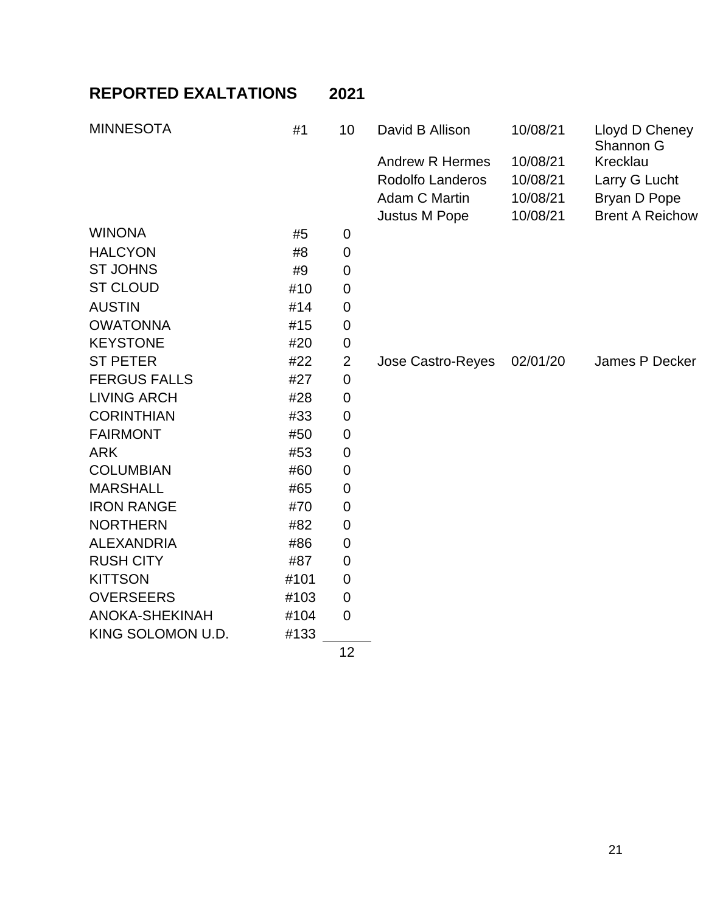# REPORTED EXALTATIONS 2021

| Chapter | No. | Count | Name | Date | Name |
|---|---|---|---|---|---|
| MINNESOTA | #1 | 10 | David B Allison | 10/08/21 | Lloyd D Cheney |
| | | | Andrew R Hermes | 10/08/21 | Shannon G Krecklau |
| | | | Rodolfo Landeros | 10/08/21 | Larry G Lucht |
| | | | Adam C Martin | 10/08/21 | Bryan D Pope |
| | | | Justus M Pope | 10/08/21 | Brent A Reichow |
| WINONA | #5 | 0 | | | |
| HALCYON | #8 | 0 | | | |
| ST JOHNS | #9 | 0 | | | |
| ST CLOUD | #10 | 0 | | | |
| AUSTIN | #14 | 0 | | | |
| OWATONNA | #15 | 0 | | | |
| KEYSTONE | #20 | 0 | | | |
| ST PETER | #22 | 2 | Jose Castro-Reyes | 02/01/20 | James P Decker |
| FERGUS FALLS | #27 | 0 | | | |
| LIVING ARCH | #28 | 0 | | | |
| CORINTHIAN | #33 | 0 | | | |
| FAIRMONT | #50 | 0 | | | |
| ARK | #53 | 0 | | | |
| COLUMBIAN | #60 | 0 | | | |
| MARSHALL | #65 | 0 | | | |
| IRON RANGE | #70 | 0 | | | |
| NORTHERN | #82 | 0 | | | |
| ALEXANDRIA | #86 | 0 | | | |
| RUSH CITY | #87 | 0 | | | |
| KITTSON | #101 | 0 | | | |
| OVERSEERS | #103 | 0 | | | |
| ANOKA-SHEKINAH | #104 | 0 | | | |
| KING SOLOMON U.D. | #133 | | | | |
| | | 12 | | | |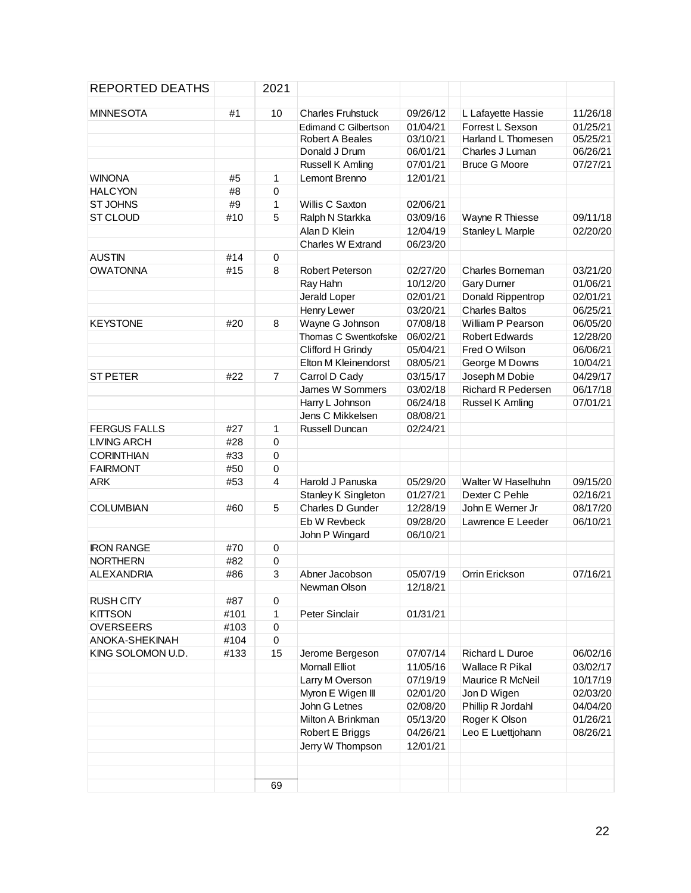| REPORTED DEATHS | | 2021 | | | | |
|---|---|---|---|---|---|---|
| | | | | | | |
| MINNESOTA | #1 | 10 | Charles Fruhstuck | 09/26/12 | L Lafayette Hassie | 11/26/18 |
| | | | Edimand C Gilbertson | 01/04/21 | Forrest L Sexson | 01/25/21 |
| | | | Robert A Beales | 03/10/21 | Harland L Thomesen | 05/25/21 |
| | | | Donald J Drum | 06/01/21 | Charles J Luman | 06/26/21 |
| | | | Russell K Amling | 07/01/21 | Bruce G Moore | 07/27/21 |
| WINONA | #5 | 1 | Lemont Brenno | 12/01/21 | | |
| HALCYON | #8 | 0 | | | | |
| ST JOHNS | #9 | 1 | Willis C Saxton | 02/06/21 | | |
| ST CLOUD | #10 | 5 | Ralph N Starkka | 03/09/16 | Wayne R Thiesse | 09/11/18 |
| | | | Alan D Klein | 12/04/19 | Stanley L Marple | 02/20/20 |
| | | | Charles W Extrand | 06/23/20 | | |
| AUSTIN | #14 | 0 | | | | |
| OWATONNA | #15 | 8 | Robert Peterson | 02/27/20 | Charles Borneman | 03/21/20 |
| | | | Ray Hahn | 10/12/20 | Gary Durner | 01/06/21 |
| | | | Jerald Loper | 02/01/21 | Donald Rippentrop | 02/01/21 |
| | | | Henry Lewer | 03/20/21 | Charles Baltos | 06/25/21 |
| KEYSTONE | #20 | 8 | Wayne G Johnson | 07/08/18 | William P Pearson | 06/05/20 |
| | | | Thomas C Swentkofske | 06/02/21 | Robert Edwards | 12/28/20 |
| | | | Clifford H Grindy | 05/04/21 | Fred O Wilson | 06/06/21 |
| | | | Elton M Kleinendorst | 08/05/21 | George M Downs | 10/04/21 |
| ST PETER | #22 | 7 | Carrol D Cady | 03/15/17 | Joseph M Dobie | 04/29/17 |
| | | | James W Sommers | 03/02/18 | Richard R Pedersen | 06/17/18 |
| | | | Harry L Johnson | 06/24/18 | Russel K Amling | 07/01/21 |
| | | | Jens C Mikkelsen | 08/08/21 | | |
| FERGUS FALLS | #27 | 1 | Russell Duncan | 02/24/21 | | |
| LIVING ARCH | #28 | 0 | | | | |
| CORINTHIAN | #33 | 0 | | | | |
| FAIRMONT | #50 | 0 | | | | |
| ARK | #53 | 4 | Harold J Panuska | 05/29/20 | Walter W Haselhuhn | 09/15/20 |
| | | | Stanley K Singleton | 01/27/21 | Dexter C Pehle | 02/16/21 |
| COLUMBIAN | #60 | 5 | Charles D Gunder | 12/28/19 | John E Werner Jr | 08/17/20 |
| | | | Eb W Revbeck | 09/28/20 | Lawrence E Leeder | 06/10/21 |
| | | | John P Wingard | 06/10/21 | | |
| IRON RANGE | #70 | 0 | | | | |
| NORTHERN | #82 | 0 | | | | |
| ALEXANDRIA | #86 | 3 | Abner Jacobson | 05/07/19 | Orrin Erickson | 07/16/21 |
| | | | Newman Olson | 12/18/21 | | |
| RUSH CITY | #87 | 0 | | | | |
| KITTSON | #101 | 1 | Peter Sinclair | 01/31/21 | | |
| OVERSEERS | #103 | 0 | | | | |
| ANOKA-SHEKINAH | #104 | 0 | | | | |
| KING SOLOMON U.D. | #133 | 15 | Jerome Bergeson | 07/07/14 | Richard L Duroe | 06/02/16 |
| | | | Mornall Elliot | 11/05/16 | Wallace R Pikal | 03/02/17 |
| | | | Larry M Overson | 07/19/19 | Maurice R McNeil | 10/17/19 |
| | | | Myron E Wigen III | 02/01/20 | Jon D Wigen | 02/03/20 |
| | | | John G Letnes | 02/08/20 | Phillip R Jordahl | 04/04/20 |
| | | | Milton A Brinkman | 05/13/20 | Roger K Olson | 01/26/21 |
| | | | Robert E Briggs | 04/26/21 | Leo E Luettjohann | 08/26/21 |
| | | | Jerry W Thompson | 12/01/21 | | |
| | | | | | | |
| | | | | | | |
| | | 69 | | | | |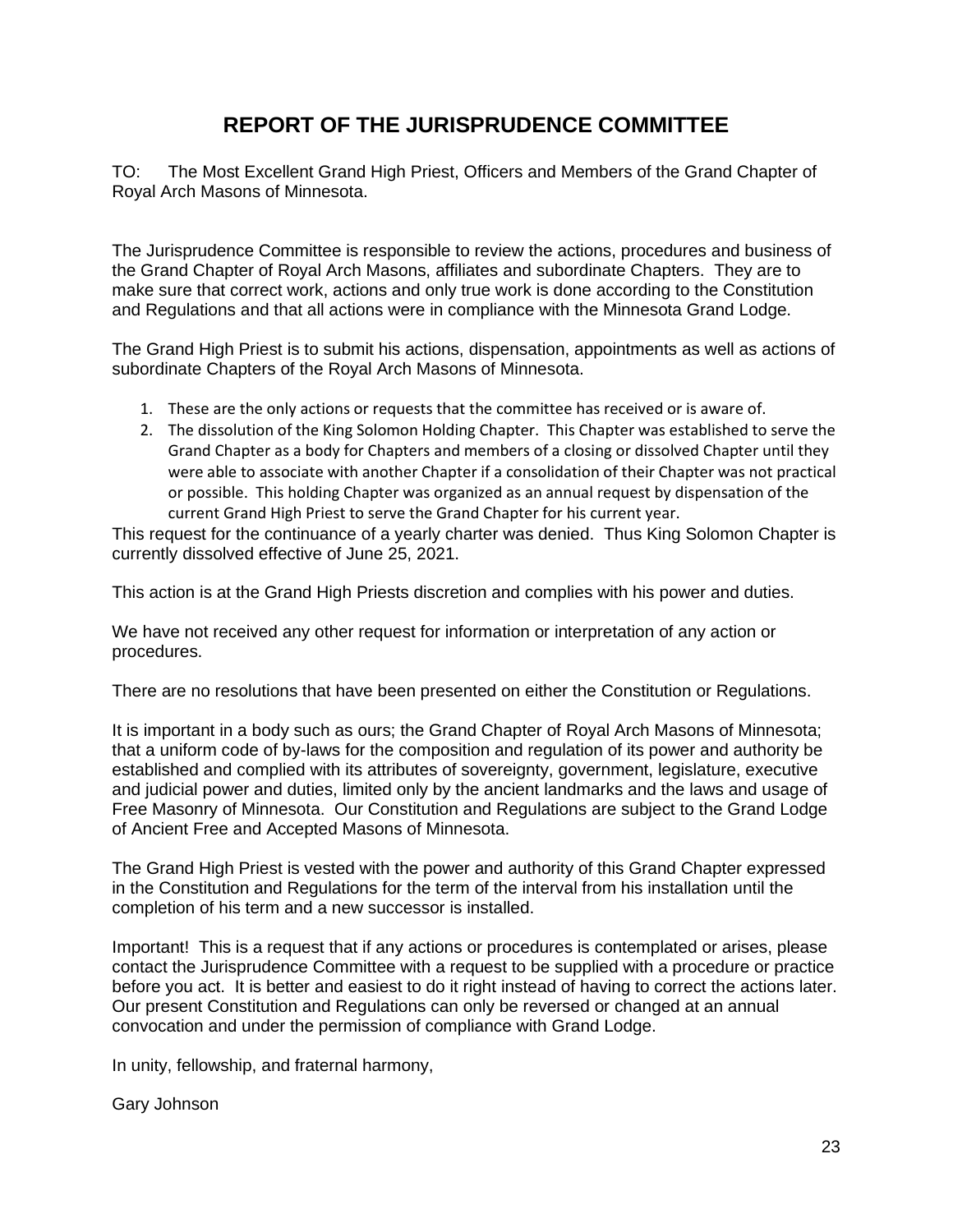# REPORT OF THE JURISPRUDENCE COMMITTEE

TO: The Most Excellent Grand High Priest, Officers and Members of the Grand Chapter of Royal Arch Masons of Minnesota.

The Jurisprudence Committee is responsible to review the actions, procedures and business of the Grand Chapter of Royal Arch Masons, affiliates and subordinate Chapters. They are to make sure that correct work, actions and only true work is done according to the Constitution and Regulations and that all actions were in compliance with the Minnesota Grand Lodge.

The Grand High Priest is to submit his actions, dispensation, appointments as well as actions of subordinate Chapters of the Royal Arch Masons of Minnesota.

1. These are the only actions or requests that the committee has received or is aware of.
2. The dissolution of the King Solomon Holding Chapter. This Chapter was established to serve the Grand Chapter as a body for Chapters and members of a closing or dissolved Chapter until they were able to associate with another Chapter if a consolidation of their Chapter was not practical or possible. This holding Chapter was organized as an annual request by dispensation of the current Grand High Priest to serve the Grand Chapter for his current year.

This request for the continuance of a yearly charter was denied. Thus King Solomon Chapter is currently dissolved effective of June 25, 2021.

This action is at the Grand High Priests discretion and complies with his power and duties.

We have not received any other request for information or interpretation of any action or procedures.

There are no resolutions that have been presented on either the Constitution or Regulations.

It is important in a body such as ours; the Grand Chapter of Royal Arch Masons of Minnesota; that a uniform code of by-laws for the composition and regulation of its power and authority be established and complied with its attributes of sovereignty, government, legislature, executive and judicial power and duties, limited only by the ancient landmarks and the laws and usage of Free Masonry of Minnesota. Our Constitution and Regulations are subject to the Grand Lodge of Ancient Free and Accepted Masons of Minnesota.

The Grand High Priest is vested with the power and authority of this Grand Chapter expressed in the Constitution and Regulations for the term of the interval from his installation until the completion of his term and a new successor is installed.

Important! This is a request that if any actions or procedures is contemplated or arises, please contact the Jurisprudence Committee with a request to be supplied with a procedure or practice before you act. It is better and easiest to do it right instead of having to correct the actions later. Our present Constitution and Regulations can only be reversed or changed at an annual convocation and under the permission of compliance with Grand Lodge.

In unity, fellowship, and fraternal harmony,

Gary Johnson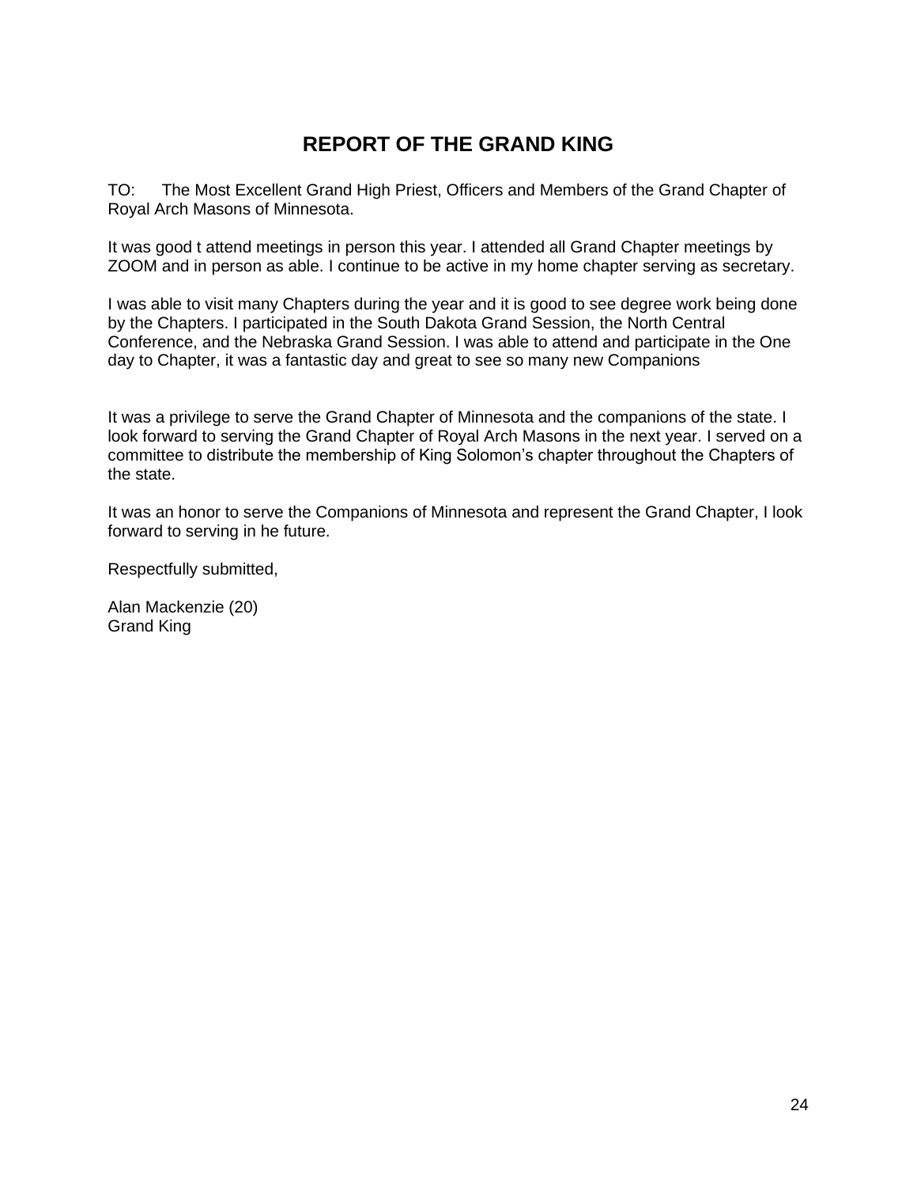# REPORT OF THE GRAND KING

TO: The Most Excellent Grand High Priest, Officers and Members of the Grand Chapter of Royal Arch Masons of Minnesota.

It was good t attend meetings in person this year. I attended all Grand Chapter meetings by ZOOM and in person as able. I continue to be active in my home chapter serving as secretary.

I was able to visit many Chapters during the year and it is good to see degree work being done by the Chapters. I participated in the South Dakota Grand Session, the North Central Conference, and the Nebraska Grand Session. I was able to attend and participate in the One day to Chapter, it was a fantastic day and great to see so many new Companions

It was a privilege to serve the Grand Chapter of Minnesota and the companions of the state. I look forward to serving the Grand Chapter of Royal Arch Masons in the next year. I served on a committee to distribute the membership of King Solomon's chapter throughout the Chapters of the state.

It was an honor to serve the Companions of Minnesota and represent the Grand Chapter, I look forward to serving in he future.

Respectfully submitted,

Alan Mackenzie (20)
Grand King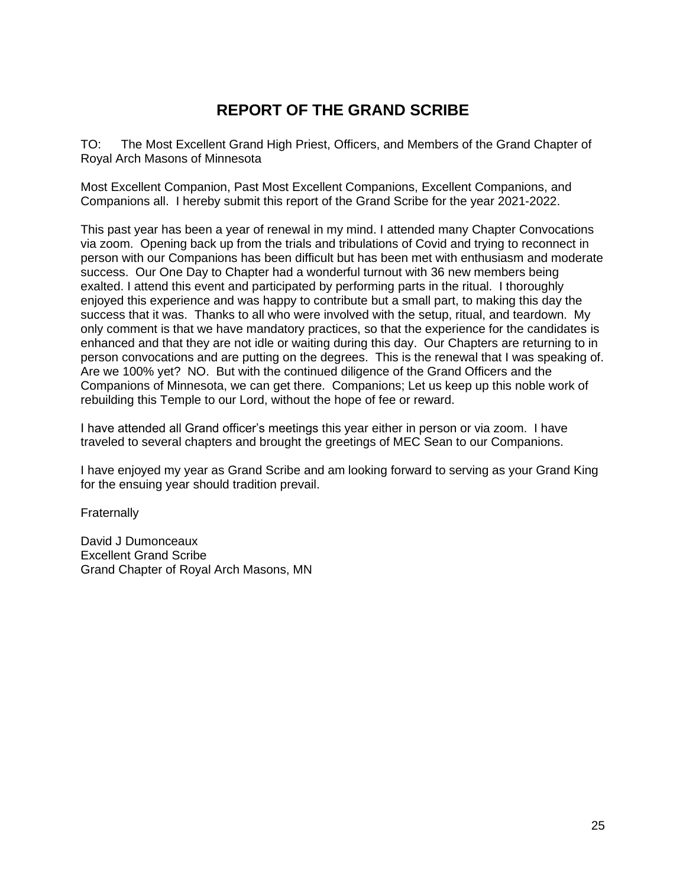# REPORT OF THE GRAND SCRIBE

TO: The Most Excellent Grand High Priest, Officers, and Members of the Grand Chapter of Royal Arch Masons of Minnesota

Most Excellent Companion, Past Most Excellent Companions, Excellent Companions, and Companions all. I hereby submit this report of the Grand Scribe for the year 2021-2022.

This past year has been a year of renewal in my mind. I attended many Chapter Convocations via zoom. Opening back up from the trials and tribulations of Covid and trying to reconnect in person with our Companions has been difficult but has been met with enthusiasm and moderate success. Our One Day to Chapter had a wonderful turnout with 36 new members being exalted. I attend this event and participated by performing parts in the ritual. I thoroughly enjoyed this experience and was happy to contribute but a small part, to making this day the success that it was. Thanks to all who were involved with the setup, ritual, and teardown. My only comment is that we have mandatory practices, so that the experience for the candidates is enhanced and that they are not idle or waiting during this day. Our Chapters are returning to in person convocations and are putting on the degrees. This is the renewal that I was speaking of. Are we 100% yet? NO. But with the continued diligence of the Grand Officers and the Companions of Minnesota, we can get there. Companions; Let us keep up this noble work of rebuilding this Temple to our Lord, without the hope of fee or reward.

I have attended all Grand officer's meetings this year either in person or via zoom. I have traveled to several chapters and brought the greetings of MEC Sean to our Companions.

I have enjoyed my year as Grand Scribe and am looking forward to serving as your Grand King for the ensuing year should tradition prevail.

Fraternally

David J Dumonceaux
Excellent Grand Scribe
Grand Chapter of Royal Arch Masons, MN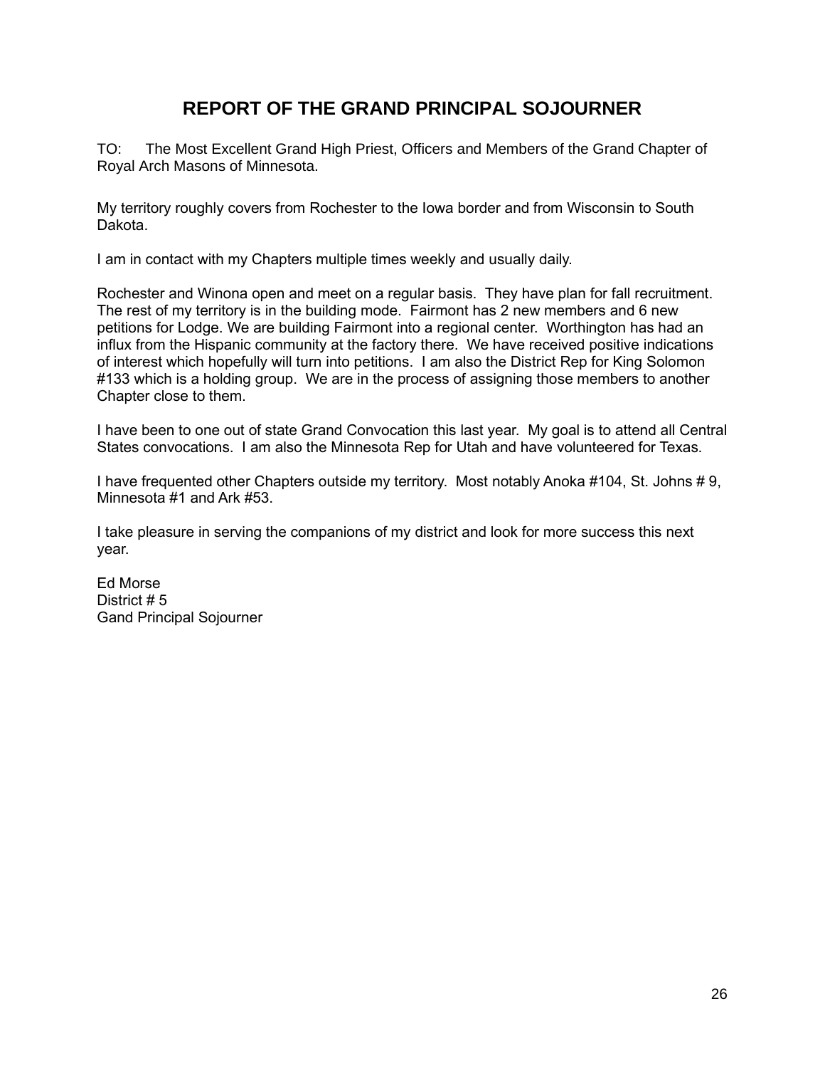# REPORT OF THE GRAND PRINCIPAL SOJOURNER

TO: The Most Excellent Grand High Priest, Officers and Members of the Grand Chapter of Royal Arch Masons of Minnesota.

My territory roughly covers from Rochester to the Iowa border and from Wisconsin to South Dakota.

I am in contact with my Chapters multiple times weekly and usually daily.

Rochester and Winona open and meet on a regular basis. They have plan for fall recruitment. The rest of my territory is in the building mode. Fairmont has 2 new members and 6 new petitions for Lodge. We are building Fairmont into a regional center. Worthington has had an influx from the Hispanic community at the factory there. We have received positive indications of interest which hopefully will turn into petitions. I am also the District Rep for King Solomon #133 which is a holding group. We are in the process of assigning those members to another Chapter close to them.

I have been to one out of state Grand Convocation this last year. My goal is to attend all Central States convocations. I am also the Minnesota Rep for Utah and have volunteered for Texas.

I have frequented other Chapters outside my territory. Most notably Anoka #104, St. Johns # 9, Minnesota #1 and Ark #53.

I take pleasure in serving the companions of my district and look for more success this next year.

Ed Morse
District # 5
Gand Principal Sojourner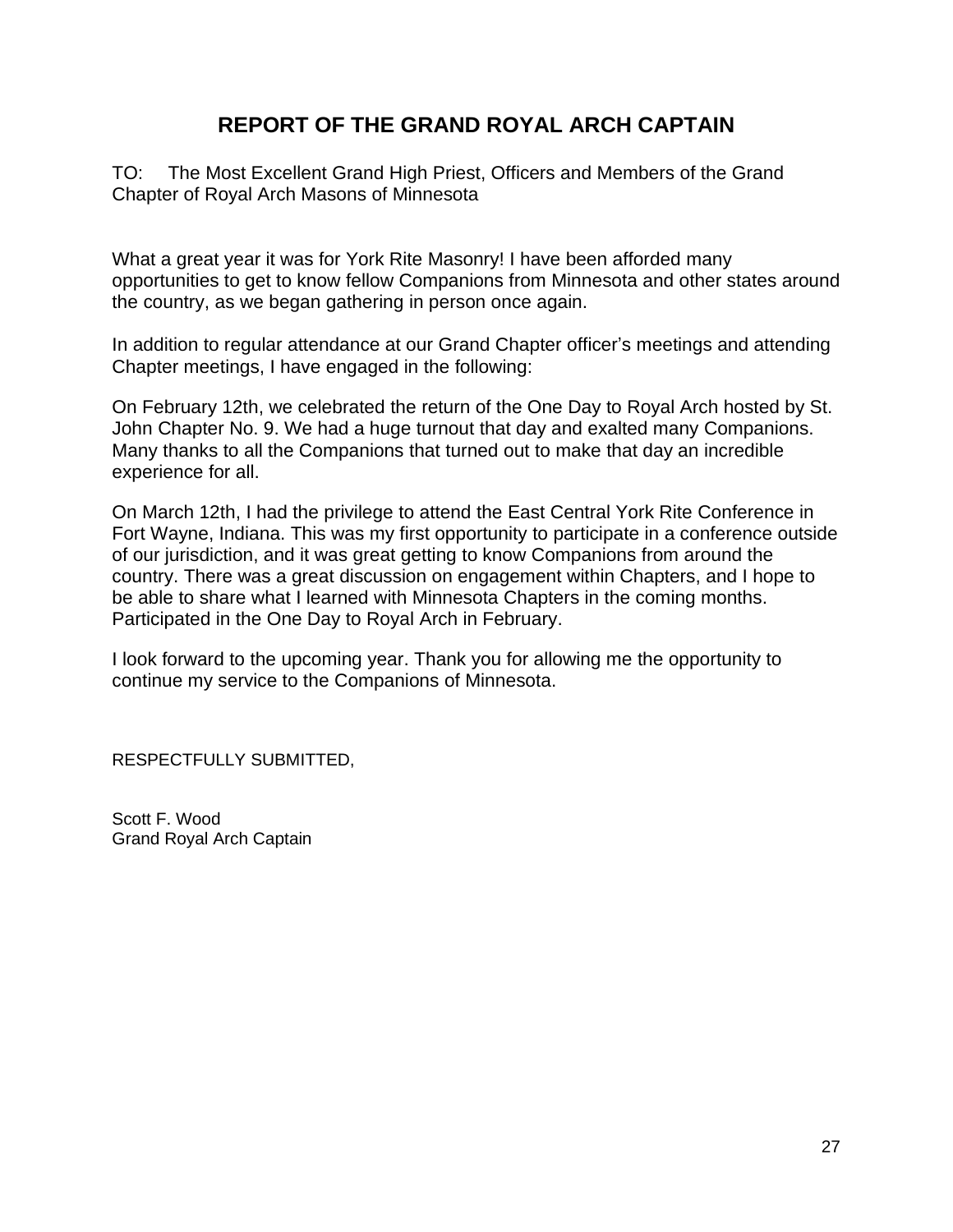# REPORT OF THE GRAND ROYAL ARCH CAPTAIN

TO: The Most Excellent Grand High Priest, Officers and Members of the Grand Chapter of Royal Arch Masons of Minnesota

What a great year it was for York Rite Masonry! I have been afforded many opportunities to get to know fellow Companions from Minnesota and other states around the country, as we began gathering in person once again.

In addition to regular attendance at our Grand Chapter officer's meetings and attending Chapter meetings, I have engaged in the following:

On February 12th, we celebrated the return of the One Day to Royal Arch hosted by St. John Chapter No. 9. We had a huge turnout that day and exalted many Companions. Many thanks to all the Companions that turned out to make that day an incredible experience for all.

On March 12th, I had the privilege to attend the East Central York Rite Conference in Fort Wayne, Indiana. This was my first opportunity to participate in a conference outside of our jurisdiction, and it was great getting to know Companions from around the country. There was a great discussion on engagement within Chapters, and I hope to be able to share what I learned with Minnesota Chapters in the coming months. Participated in the One Day to Royal Arch in February.

I look forward to the upcoming year. Thank you for allowing me the opportunity to continue my service to the Companions of Minnesota.

RESPECTFULLY SUBMITTED,

Scott F. Wood
Grand Royal Arch Captain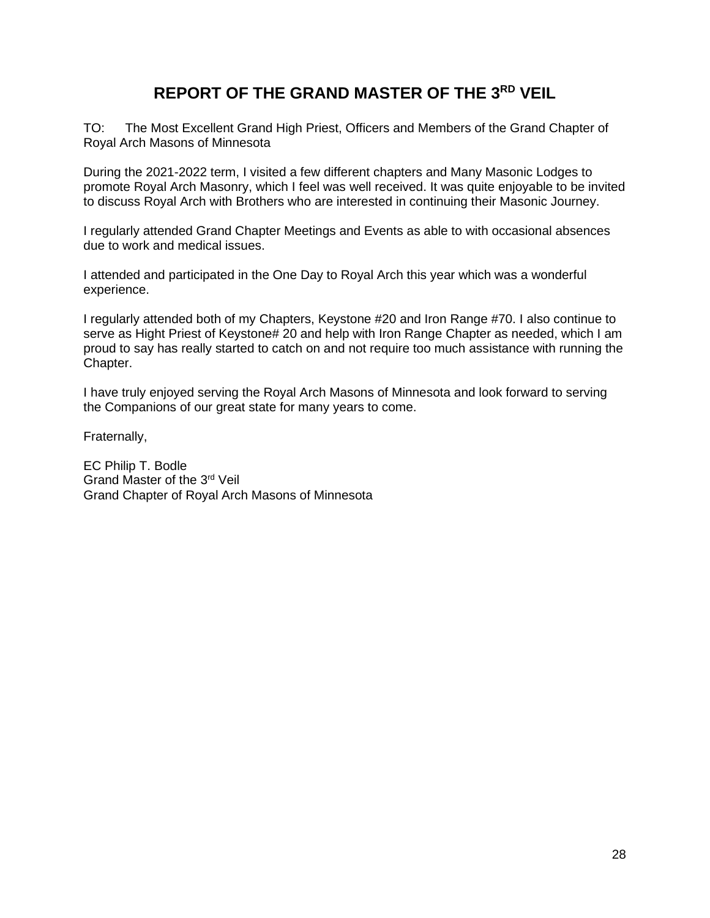# REPORT OF THE GRAND MASTER OF THE 3RD VEIL

TO: The Most Excellent Grand High Priest, Officers and Members of the Grand Chapter of Royal Arch Masons of Minnesota

During the 2021-2022 term, I visited a few different chapters and Many Masonic Lodges to promote Royal Arch Masonry, which I feel was well received. It was quite enjoyable to be invited to discuss Royal Arch with Brothers who are interested in continuing their Masonic Journey.

I regularly attended Grand Chapter Meetings and Events as able to with occasional absences due to work and medical issues.

I attended and participated in the One Day to Royal Arch this year which was a wonderful experience.

I regularly attended both of my Chapters, Keystone #20 and Iron Range #70. I also continue to serve as Hight Priest of Keystone# 20 and help with Iron Range Chapter as needed, which I am proud to say has really started to catch on and not require too much assistance with running the Chapter.

I have truly enjoyed serving the Royal Arch Masons of Minnesota and look forward to serving the Companions of our great state for many years to come.

Fraternally,

EC Philip T. Bodle
Grand Master of the 3rd Veil
Grand Chapter of Royal Arch Masons of Minnesota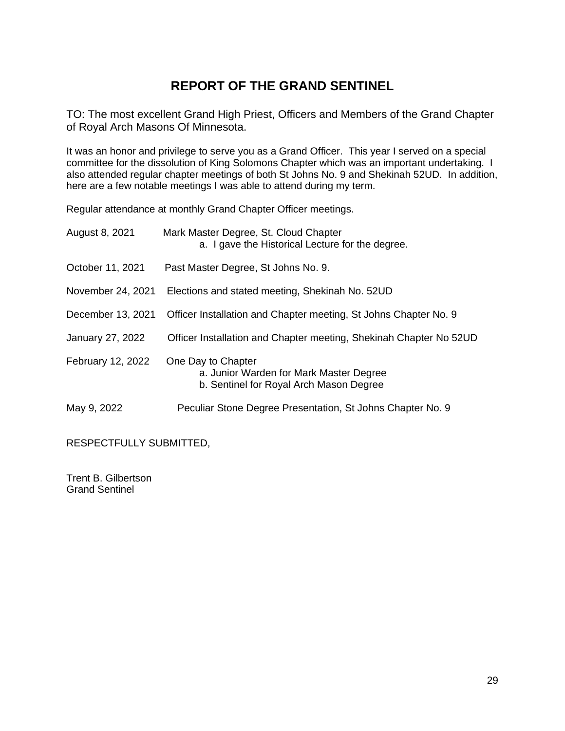# REPORT OF THE GRAND SENTINEL

TO: The most excellent Grand High Priest, Officers and Members of the Grand Chapter of Royal Arch Masons Of Minnesota.

It was an honor and privilege to serve you as a Grand Officer. This year I served on a special committee for the dissolution of King Solomons Chapter which was an important undertaking. I also attended regular chapter meetings of both St Johns No. 9 and Shekinah 52UD. In addition, here are a few notable meetings I was able to attend during my term.

Regular attendance at monthly Grand Chapter Officer meetings.

August 8, 2021 — Mark Master Degree, St. Cloud Chapter
   a. I gave the Historical Lecture for the degree.

October 11, 2021 — Past Master Degree, St Johns No. 9.

November 24, 2021 — Elections and stated meeting, Shekinah No. 52UD

December 13, 2021 — Officer Installation and Chapter meeting, St Johns Chapter No. 9

January 27, 2022 — Officer Installation and Chapter meeting, Shekinah Chapter No 52UD

February 12, 2022 — One Day to Chapter
   a. Junior Warden for Mark Master Degree
   b. Sentinel for Royal Arch Mason Degree

May 9, 2022 — Peculiar Stone Degree Presentation, St Johns Chapter No. 9

RESPECTFULLY SUBMITTED,

Trent B. Gilbertson
Grand Sentinel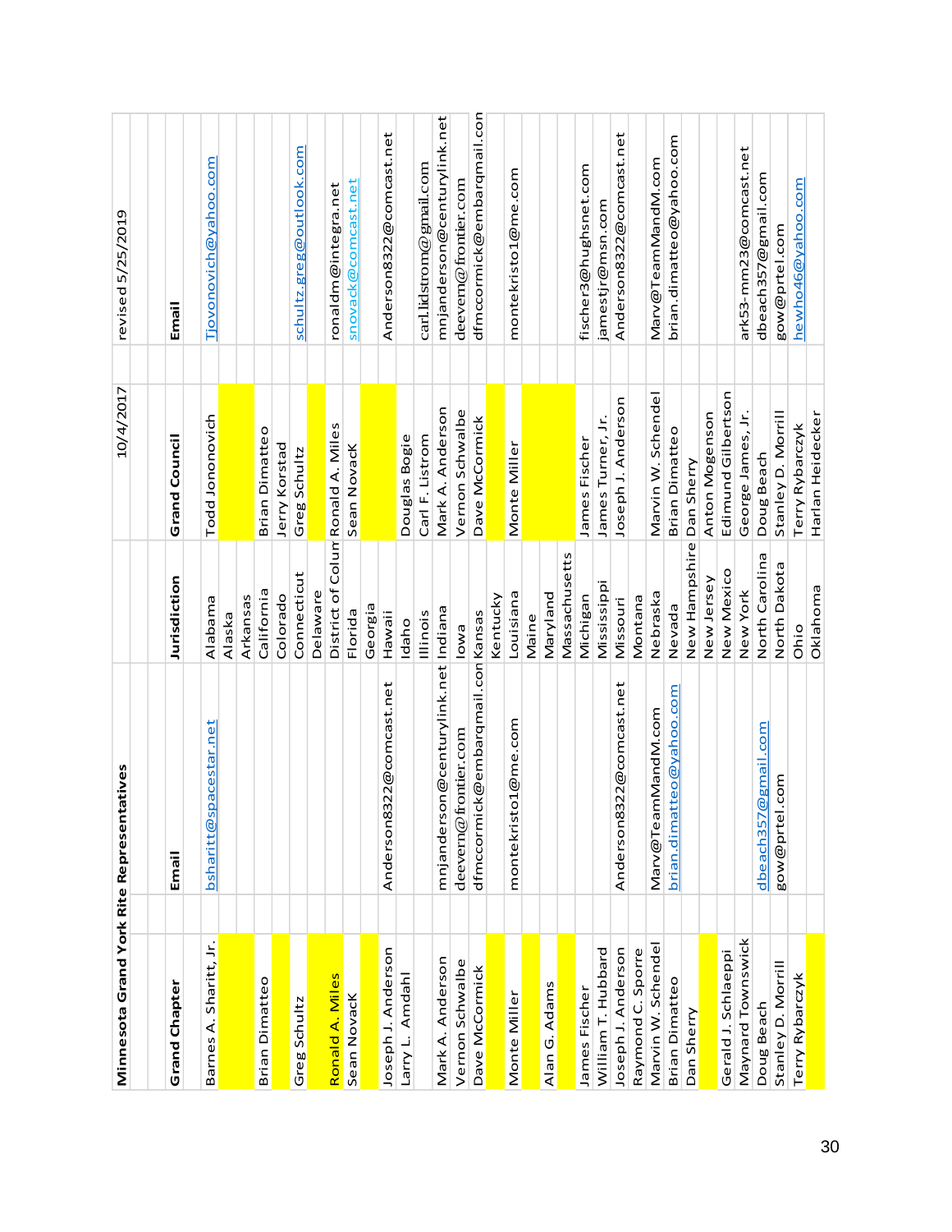| Grand Chapter | Email | Jurisdiction | Grand Council | Email |
|---|---|---|---|---|
| **Minnesota Grand York Rite Representatives** | | | 10/4/2017 | revised 5/25/2019 |
| Barnes A. Sharitt, Jr. | bsharitt@spacestar.net | Alabama | Todd Jononovich | Tjovonovich@yahoo.com |
| | | Alaska | | |
| | | Arkansas | | |
| Brian Dimatteo | | California | Brian Dimatteo | |
| | | Colorado | Jerry Korstad | |
| Greg Schultz | | Connecticut | Greg Schultz | schultz.greg@outlook.com |
| | | Delaware | | |
| Ronald A. Miles | | District of Colum | Ronald A. Miles | ronaldm@integra.net |
| Sean NovacK | | Florida | Sean NovacK | snovack@comcast.net |
| | | Georgia | | |
| Joseph J. Anderson | Anderson8322@comcast.net | Hawaii | | Anderson8322@comcast.net |
| Larry L. Amdahl | | Idaho | Douglas Bogie | |
| | | Illinois | Carl F. Listrom | carl.lidstrom@gmail.com |
| Mark A. Anderson | mnjanderson@centurylink.net | Indiana | Mark A. Anderson | mnjanderson@centurylink.net |
| Vernon Schwalbe | deevern@frontier.com | Iowa | Vernon Schwalbe | deevern@frontier.com |
| Dave McCormick | dfmccormick@embarqmail.com | Kansas | Dave McCormick | dfmccormick@embarqmail.com |
| | | Kentucky | | |
| Monte Miller | montekristo1@me.com | Louisiana | Monte Miller | montekristo1@me.com |
| | | Maine | | |
| Alan G. Adams | | Maryland | | |
| | | Massachusetts | | |
| James Fischer | | Michigan | James Fischer | fischer3@hughsnet.com |
| William T. Hubbard | | Mississippi | James Turner, Jr. | jamestjr@msn.com |
| Joseph J. Anderson | Anderson8322@comcast.net | Missouri | Joseph J. Anderson | Anderson8322@comcast.net |
| Raymond C. Sporre | | Montana | | |
| Marvin W. Schendel | Marv@TeamMandM.com | Nebraska | Marvin W. Schendel | Marv@TeamMandM.com |
| Brian Dimatteo | brian.dimatteo@yahoo.com | Nevada | Brian Dimatteo | brian.dimatteo@yahoo.com |
| Dan Sherry | | New Hampshire | Dan Sherry | |
| | | New Jersey | Anton Mogenson | |
| Gerald J. Schlaeppi | | New Mexico | Edimund Gilbertson | |
| Maynard Townswick | | New York | George James, Jr. | ark53-mm23@comcast.net |
| Doug Beach | dbeach357@gmail.com | North Carolina | Doug Beach | dbeach357@gmail.com |
| Stanley D. Morrill | gow@prtel.com | North Dakota | Stanley D. Morrill | gow@prtel.com |
| Terry Rybarczyk | | Ohio | Terry Rybarczyk | hewho46@yahoo.com |
| | | Oklahoma | Harlan Heidecker | |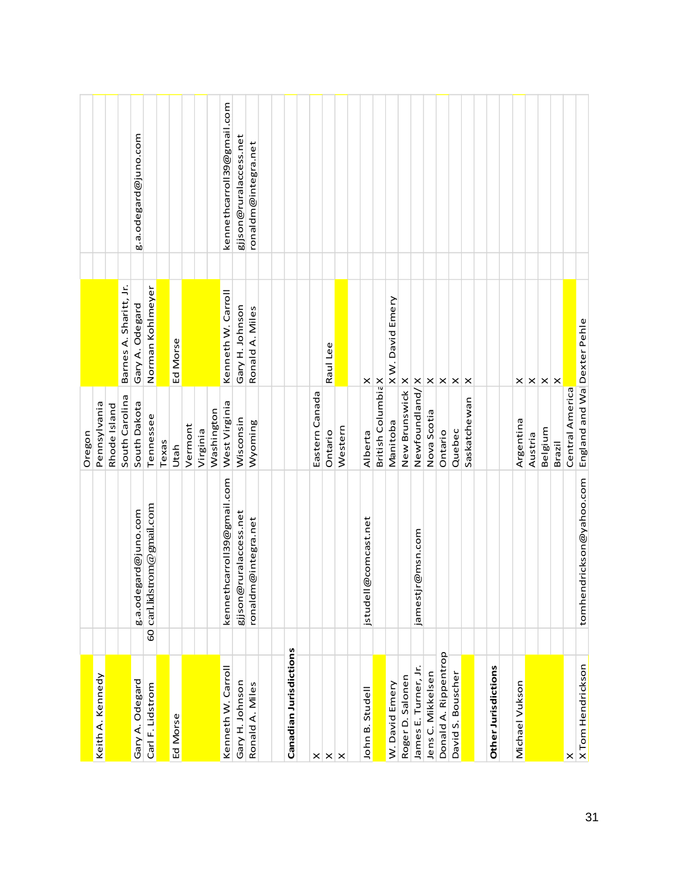| | | | | | | |
|---|---|---|---|---|---|---|
| | | | Oregon | | | |
| Keith A. Kennedy | | | Pennsylvania | | | |
| | | | Rhode Island | | | |
| | | | South Carolina | Barnes A. Sharitt, Jr. | | |
| Gary A. Odegard | | g.a.odegard@juno.com | South Dakota | Gary A. Odegard | | g.a.odegard@juno.com |
| Carl F. Lidstrom | 60 | carl.lidstrom@gmail.com | Tennessee | Norman Kohlmeyer | | |
| | | | Texas | | | |
| Ed Morse | | | Utah | Ed Morse | | |
| | | | Vermont | | | |
| | | | Virginia | | | |
| | | | Washington | | | |
| Kenneth W. Carroll | | kennethcarroll39@gmail.com | West Virginia | Kenneth W. Carroll | | kennethcarroll39@gmail.com |
| Gary H. Johnson | | gjjson@ruralaccess.net | Wisconsin | Gary H. Johnson | | gjjson@ruralaccess.net |
| Ronald A. Miles | | ronaldm@integra.net | Wyoming | Ronald A. Miles | | ronaldm@integra.net |
| | | | | | | |
| | | | | | | |
| **Canadian Jurisdictions** | | | | | | |
| | | | | | | |
| X | | | Eastern Canada | | | |
| X | | | Ontario | Raul Lee | | |
| X | | | Western | | | |
| | | | | | | |
| John B. Studell | | jstudell@comcast.net | Alberta | X | | |
| | | | British Columbia | X | | |
| W. David Emery | | | Manitoba | X W. David Emery | | |
| Roger D. Salonen | | | New Brunswick | X | | |
| James E. Turner, Jr. | | jamestjr@msn.com | Newfoundland/ | X | | |
| Jens C. Mikkelsen | | | Nova Scotia | X | | |
| Donald A. Rippentrop | | | Ontario | X | | |
| David S. Boscher | | | Quebec | X | | |
| | | | Saskatchewan | X | | |
| | | | | | | |
| **Other Jurisdictions** | | | | | | |
| | | | | | | |
| Michael Vukson | | | Argentina | X | | |
| | | | Austria | X | | |
| | | | Belgium | X | | |
| | | | Brazil | X | | |
| X | | | Central America | | | |
| X Tom Hendrickson | | tomhendrickson@yahoo.com | England and Wal | Dexter Pehle | | |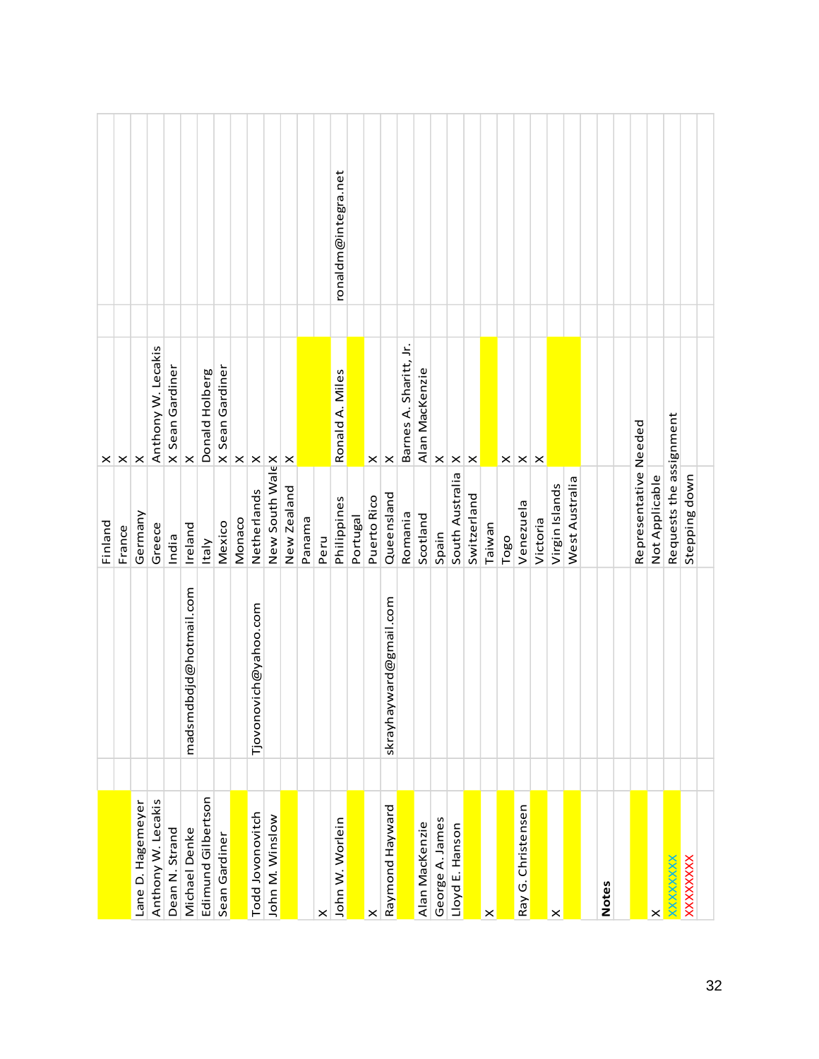| | | | | |
|---|---|---|---|---|
| | | Finland | X | |
| | | France | X | |
| Lane D. Hagemeyer | | Germany | X | |
| Anthony W. Lecakis | | Greece | Anthony W. Lecakis | |
| Dean N. Strand | | India | X Sean Gardiner | |
| Michael Denke | madsmdbdjd@hotmail.com | Ireland | X | |
| Edimund Gilbertson | | Italy | Donald Holberg | |
| Sean Gardiner | | Mexico | X Sean Gardiner | |
| | | Monaco | X | |
| Todd Jovonovitch | Tjovonovich@yahoo.com | Netherlands | X | |
| John M. Winslow | | New South Wales | X | |
| | | New Zealand | X | |
| | | Panama | | |
| X | | Peru | | |
| John W. Worlein | | Philippines | Ronald A. Miles | ronaldm@integra.net |
| | | Portugal | | |
| X | | Puerto Rico | X | |
| Raymond Hayward | skrayhayward@gmail.com | Queensland | X | |
| | | Romania | Barnes A. Sharitt, Jr. | |
| Alan MacKenzie | | Scotland | Alan MacKenzie | |
| George A. James | | Spain | X | |
| Lloyd E. Hanson | | South Australia | X | |
| | | Switzerland | X | |
| X | | Taiwan | | |
| | | Togo | X | |
| Ray G. Christensen | | Venezuela | X | |
| | | Victoria | X | |
| X | | Virgin Islands | | |
| | | West Australia | | |

**Notes**

| | |
|---|---|
| (yellow) | Representative Needed |
| X | Not Applicable |
| XXXXXXXX | Requests the assignment |
| XXXXXXXX | Stepping down |